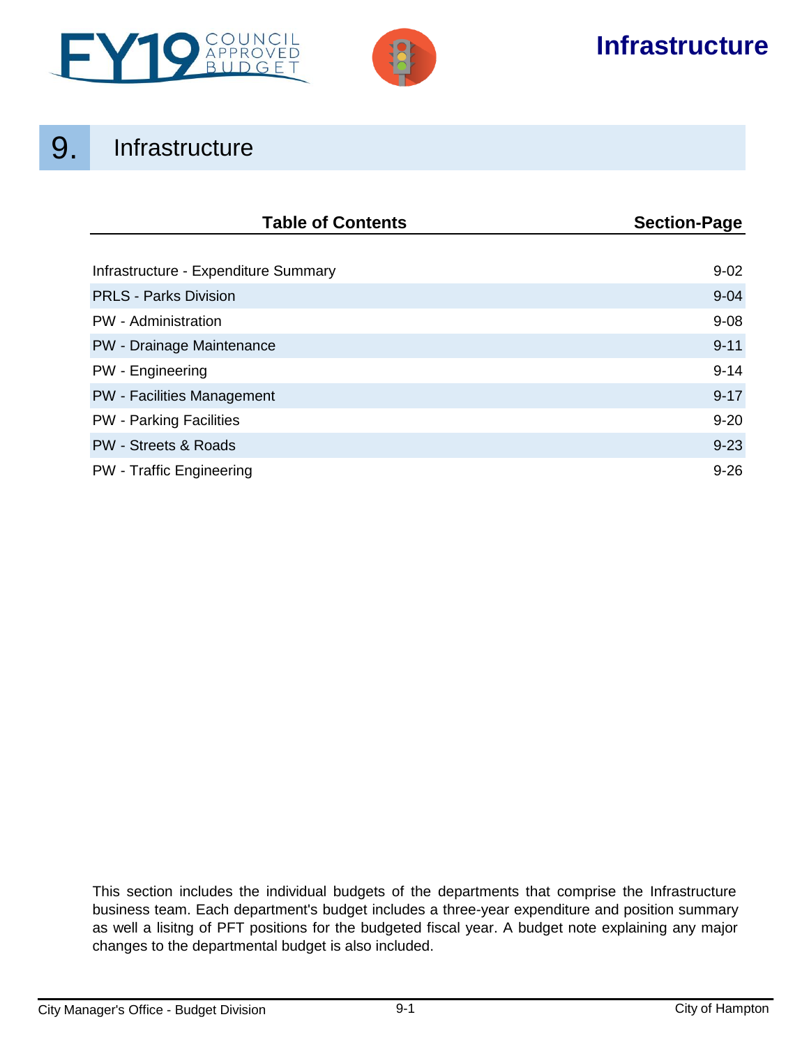# 9. Infrastructure

| Table of Contents | Section-Page |
|---|---|
| Infrastructure - Expenditure Summary | 9-02 |
| PRLS - Parks Division | 9-04 |
| PW - Administration | 9-08 |
| PW - Drainage Maintenance | 9-11 |
| PW - Engineering | 9-14 |
| PW - Facilities Management | 9-17 |
| PW - Parking Facilities | 9-20 |
| PW - Streets & Roads | 9-23 |
| PW - Traffic Engineering | 9-26 |

This section includes the individual budgets of the departments that comprise the Infrastructure business team. Each department's budget includes a three-year expenditure and position summary as well a lisitng of PFT positions for the budgeted fiscal year. A budget note explaining any major changes to the departmental budget is also included.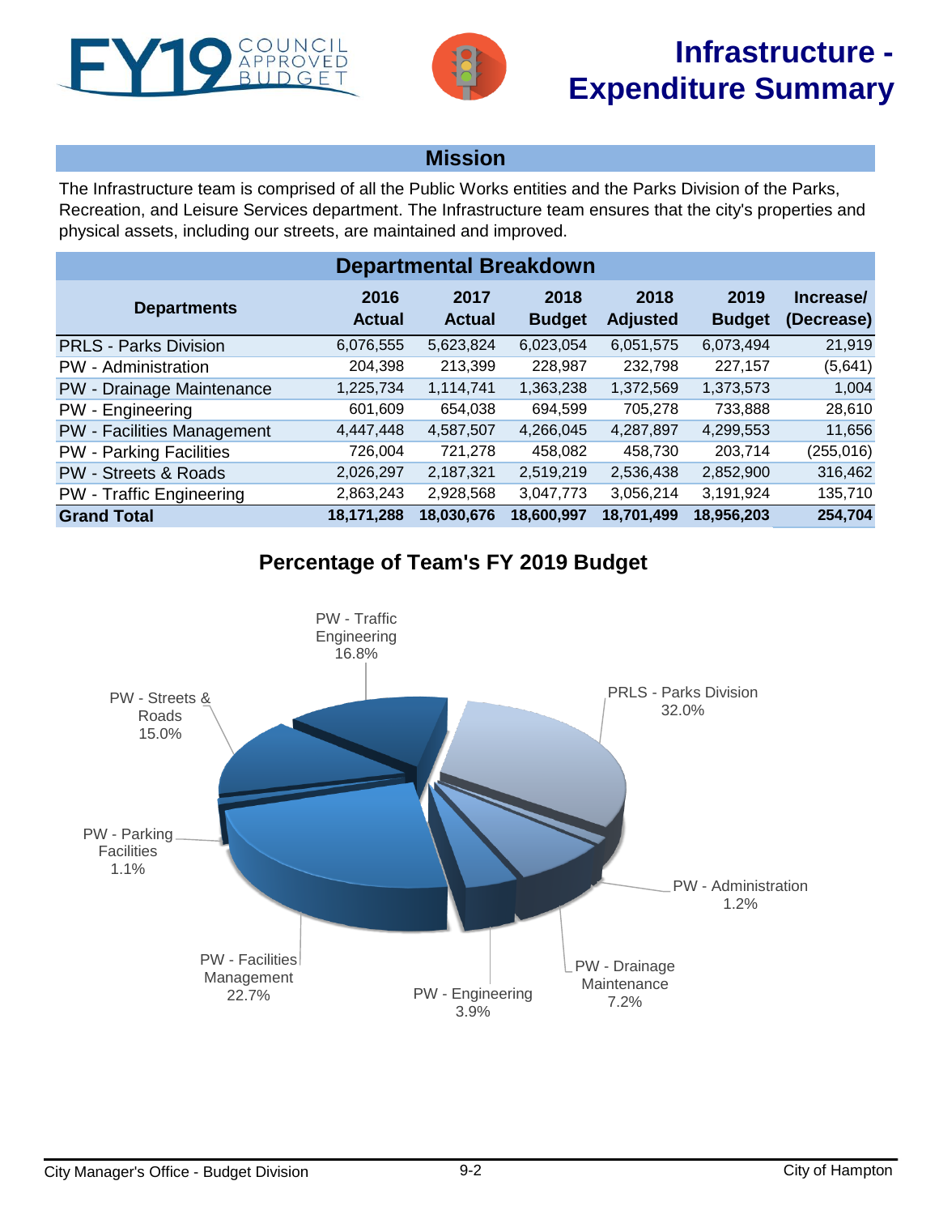# Infrastructure - Expenditure Summary

FY19 COUNCIL APPROVED BUDGET

## Mission

The Infrastructure team is comprised of all the Public Works entities and the Parks Division of the Parks, Recreation, and Leisure Services department. The Infrastructure team ensures that the city's properties and physical assets, including our streets, are maintained and improved.

## Departmental Breakdown

| Departments | 2016 Actual | 2017 Actual | 2018 Budget | 2018 Adjusted | 2019 Budget | Increase/ (Decrease) |
|---|---|---|---|---|---|---|
| PRLS - Parks Division | 6,076,555 | 5,623,824 | 6,023,054 | 6,051,575 | 6,073,494 | 21,919 |
| PW - Administration | 204,398 | 213,399 | 228,987 | 232,798 | 227,157 | (5,641) |
| PW - Drainage Maintenance | 1,225,734 | 1,114,741 | 1,363,238 | 1,372,569 | 1,373,573 | 1,004 |
| PW - Engineering | 601,609 | 654,038 | 694,599 | 705,278 | 733,888 | 28,610 |
| PW - Facilities Management | 4,447,448 | 4,587,507 | 4,266,045 | 4,287,897 | 4,299,553 | 11,656 |
| PW - Parking Facilities | 726,004 | 721,278 | 458,082 | 458,730 | 203,714 | (255,016) |
| PW - Streets & Roads | 2,026,297 | 2,187,321 | 2,519,219 | 2,536,438 | 2,852,900 | 316,462 |
| PW - Traffic Engineering | 2,863,243 | 2,928,568 | 3,047,773 | 3,056,214 | 3,191,924 | 135,710 |
| **Grand Total** | **18,171,288** | **18,030,676** | **18,600,997** | **18,701,499** | **18,956,203** | **254,704** |

## Percentage of Team's FY 2019 Budget

- PRLS - Parks Division 32.0%
- PW - Administration 1.2%
- PW - Drainage Maintenance 7.2%
- PW - Engineering 3.9%
- PW - Facilities Management 22.7%
- PW - Parking Facilities 1.1%
- PW - Streets & Roads 15.0%
- PW - Traffic Engineering 16.8%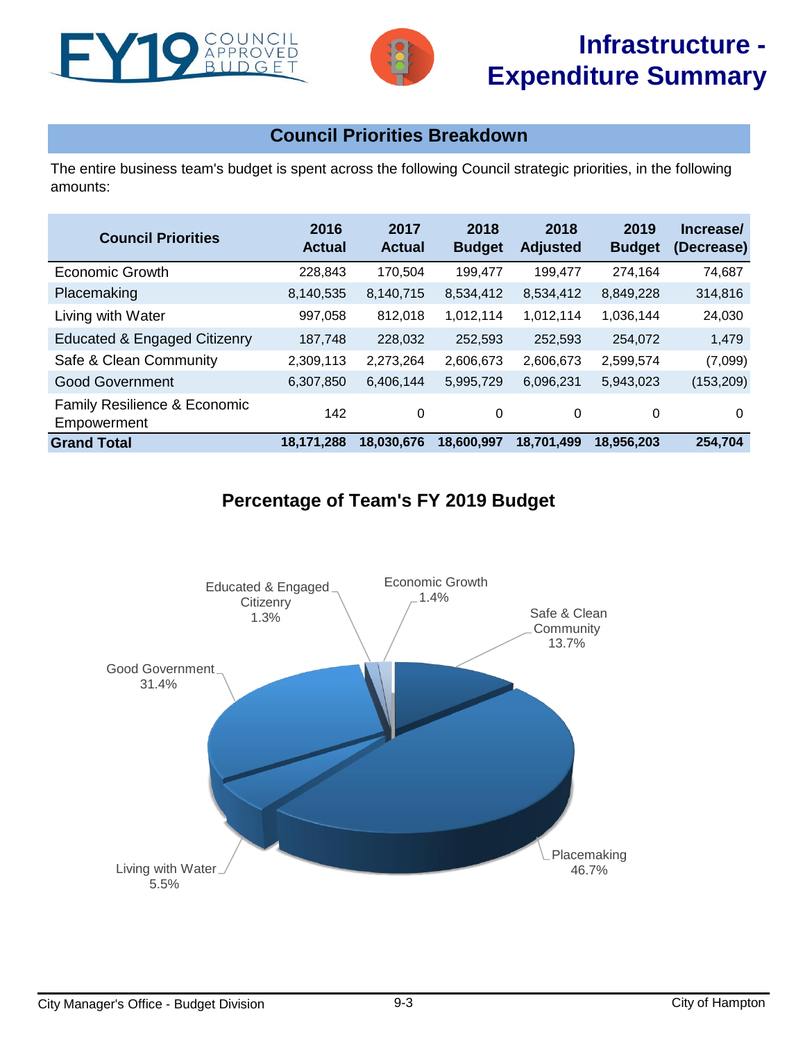# Infrastructure - Expenditure Summary

## Council Priorities Breakdown

The entire business team's budget is spent across the following Council strategic priorities, in the following amounts:

| Council Priorities | 2016 Actual | 2017 Actual | 2018 Budget | 2018 Adjusted | 2019 Budget | Increase/ (Decrease) |
|---|---|---|---|---|---|---|
| Economic Growth | 228,843 | 170,504 | 199,477 | 199,477 | 274,164 | 74,687 |
| Placemaking | 8,140,535 | 8,140,715 | 8,534,412 | 8,534,412 | 8,849,228 | 314,816 |
| Living with Water | 997,058 | 812,018 | 1,012,114 | 1,012,114 | 1,036,144 | 24,030 |
| Educated & Engaged Citizenry | 187,748 | 228,032 | 252,593 | 252,593 | 254,072 | 1,479 |
| Safe & Clean Community | 2,309,113 | 2,273,264 | 2,606,673 | 2,606,673 | 2,599,574 | (7,099) |
| Good Government | 6,307,850 | 6,406,144 | 5,995,729 | 6,096,231 | 5,943,023 | (153,209) |
| Family Resilience & Economic Empowerment | 142 | 0 | 0 | 0 | 0 | 0 |
| **Grand Total** | **18,171,288** | **18,030,676** | **18,600,997** | **18,701,499** | **18,956,203** | **254,704** |

## Percentage of Team's FY 2019 Budget

- Placemaking: 46.7%
- Good Government: 31.4%
- Safe & Clean Community: 13.7%
- Living with Water: 5.5%
- Economic Growth: 1.4%
- Educated & Engaged Citizenry: 1.3%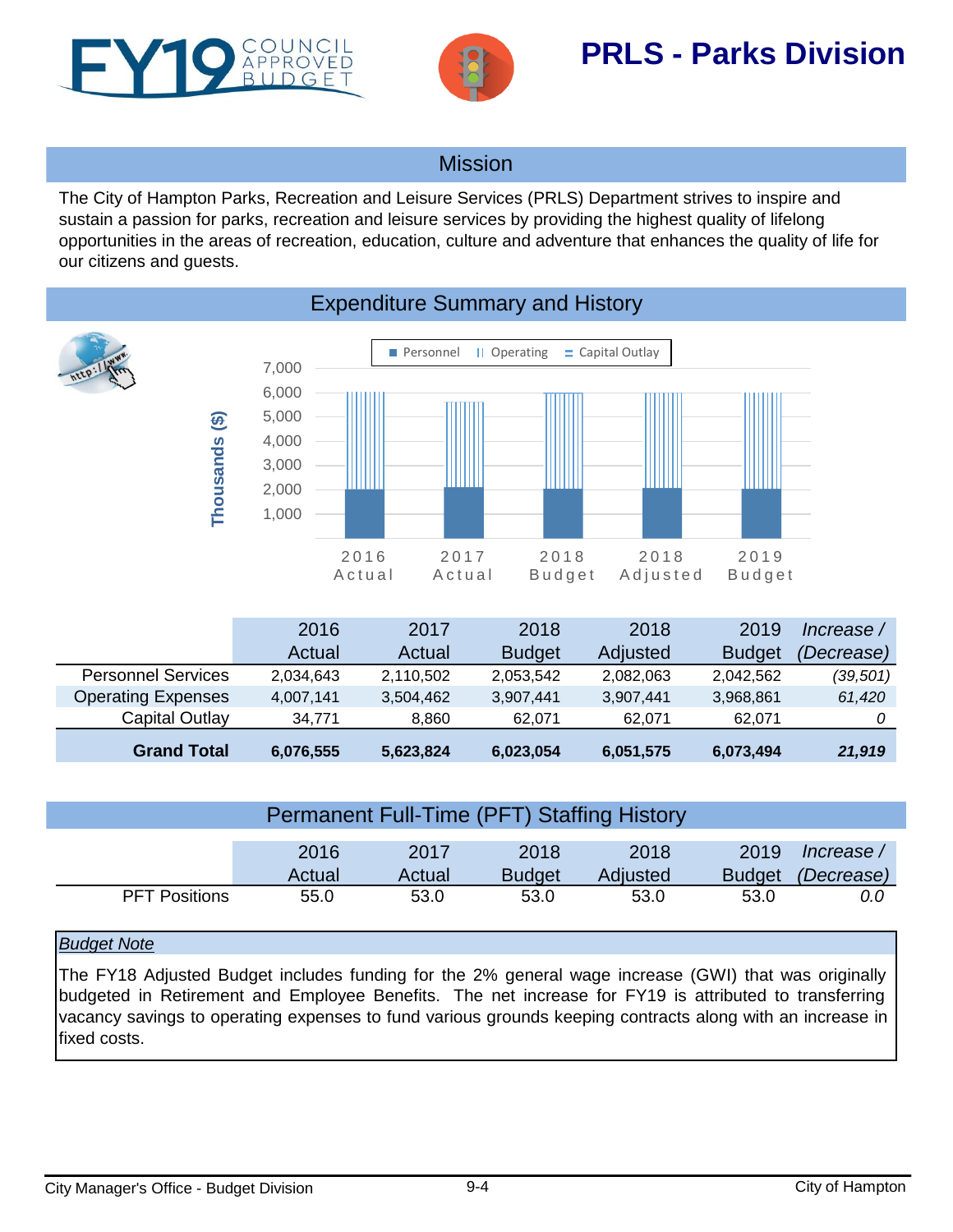# PRLS - Parks Division

## Mission

The City of Hampton Parks, Recreation and Leisure Services (PRLS) Department strives to inspire and sustain a passion for parks, recreation and leisure services by providing the highest quality of lifelong opportunities in the areas of recreation, education, culture and adventure that enhances the quality of life for our citizens and guests.

## Expenditure Summary and History

| | 2016 Actual | 2017 Actual | 2018 Budget | 2018 Adjusted | 2019 Budget | *Increase / (Decrease)* |
|---|---|---|---|---|---|---|
| Personnel Services | 2,034,643 | 2,110,502 | 2,053,542 | 2,082,063 | 2,042,562 | *(39,501)* |
| Operating Expenses | 4,007,141 | 3,504,462 | 3,907,441 | 3,907,441 | 3,968,861 | *61,420* |
| Capital Outlay | 34,771 | 8,860 | 62,071 | 62,071 | 62,071 | *0* |
| **Grand Total** | **6,076,555** | **5,623,824** | **6,023,054** | **6,051,575** | **6,073,494** | ***21,919*** |

## Permanent Full-Time (PFT) Staffing History

| | 2016 Actual | 2017 Actual | 2018 Budget | 2018 Adjusted | 2019 Budget | *Increase / (Decrease)* |
|---|---|---|---|---|---|---|
| PFT Positions | 55.0 | 53.0 | 53.0 | 53.0 | 53.0 | *0.0* |

*Budget Note*

The FY18 Adjusted Budget includes funding for the 2% general wage increase (GWI) that was originally budgeted in Retirement and Employee Benefits. The net increase for FY19 is attributed to transferring vacancy savings to operating expenses to fund various grounds keeping contracts along with an increase in fixed costs.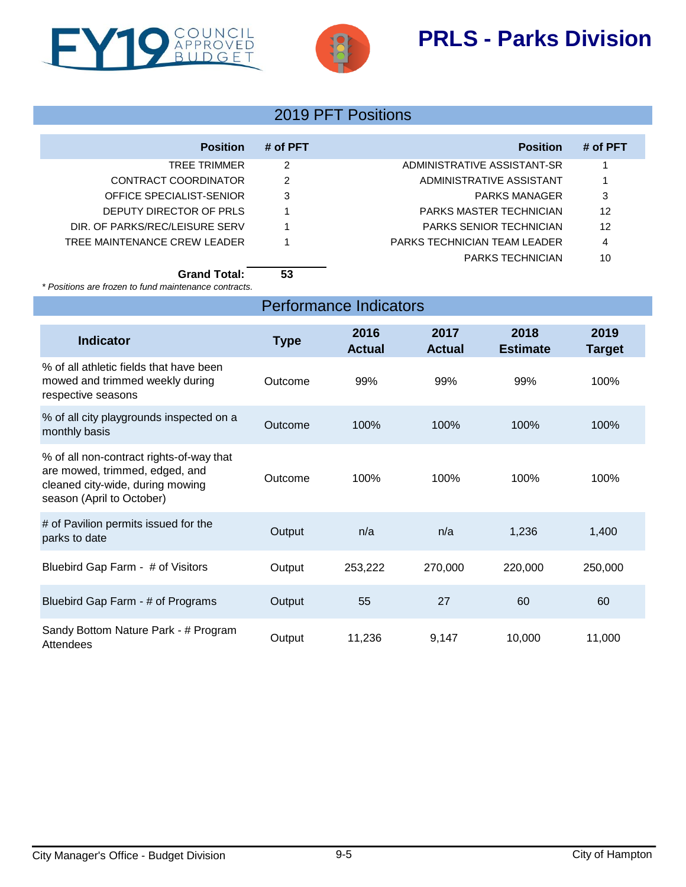# PRLS - Parks Division

## 2019 PFT Positions

| Position | # of PFT | Position | # of PFT |
|---|---|---|---|
| TREE TRIMMER | 2 | ADMINISTRATIVE ASSISTANT-SR | 1 |
| CONTRACT COORDINATOR | 2 | ADMINISTRATIVE ASSISTANT | 1 |
| OFFICE SPECIALIST-SENIOR | 3 | PARKS MANAGER | 3 |
| DEPUTY DIRECTOR OF PRLS | 1 | PARKS MASTER TECHNICIAN | 12 |
| DIR. OF PARKS/REC/LEISURE SERV | 1 | PARKS SENIOR TECHNICIAN | 12 |
| TREE MAINTENANCE CREW LEADER | 1 | PARKS TECHNICIAN TEAM LEADER | 4 |
| | | PARKS TECHNICIAN | 10 |
| **Grand Total:** | **53** | | |

*\* Positions are frozen to fund maintenance contracts.*

## Performance Indicators

| Indicator | Type | 2016 Actual | 2017 Actual | 2018 Estimate | 2019 Target |
|---|---|---|---|---|---|
| % of all athletic fields that have been mowed and trimmed weekly during respective seasons | Outcome | 99% | 99% | 99% | 100% |
| % of all city playgrounds inspected on a monthly basis | Outcome | 100% | 100% | 100% | 100% |
| % of all non-contract rights-of-way that are mowed, trimmed, edged, and cleaned city-wide, during mowing season (April to October) | Outcome | 100% | 100% | 100% | 100% |
| # of Pavilion permits issued for the parks to date | Output | n/a | n/a | 1,236 | 1,400 |
| Bluebird Gap Farm - # of Visitors | Output | 253,222 | 270,000 | 220,000 | 250,000 |
| Bluebird Gap Farm - # of Programs | Output | 55 | 27 | 60 | 60 |
| Sandy Bottom Nature Park - # Program Attendees | Output | 11,236 | 9,147 | 10,000 | 11,000 |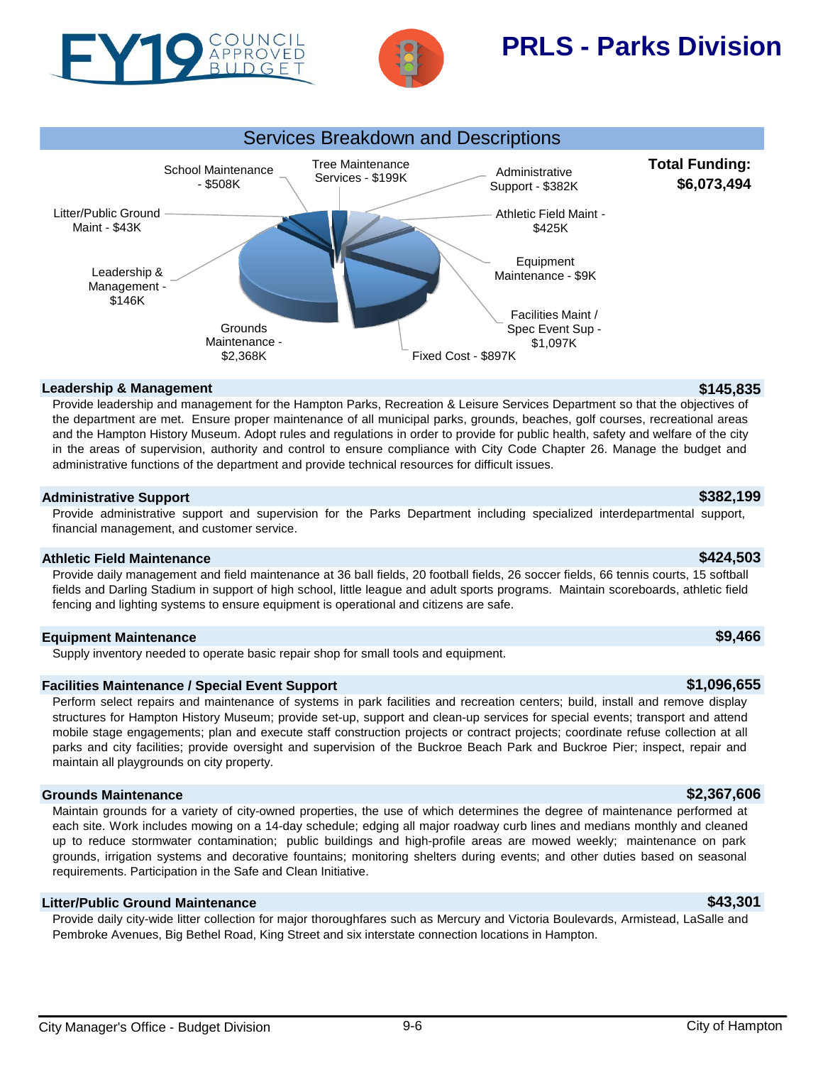# FY19 COUNCIL APPROVED BUDGET

# PRLS - Parks Division

## Services Breakdown and Descriptions

**Total Funding: $6,073,494**

School Maintenance - $508K

Tree Maintenance Services - $199K

Administrative Support - $382K

Litter/Public Ground Maint - $43K

Athletic Field Maint - $425K

Equipment Maintenance - $9K

Leadership & Management - $146K

Facilities Maint / Spec Event Sup - $1,097K

Grounds Maintenance - $2,368K

Fixed Cost - $897K

### Leadership & Management — $145,835

Provide leadership and management for the Hampton Parks, Recreation & Leisure Services Department so that the objectives of the department are met. Ensure proper maintenance of all municipal parks, grounds, beaches, golf courses, recreational areas and the Hampton History Museum. Adopt rules and regulations in order to provide for public health, safety and welfare of the city in the areas of supervision, authority and control to ensure compliance with City Code Chapter 26. Manage the budget and administrative functions of the department and provide technical resources for difficult issues.

### Administrative Support — $382,199

Provide administrative support and supervision for the Parks Department including specialized interdepartmental support, financial management, and customer service.

### Athletic Field Maintenance — $424,503

Provide daily management and field maintenance at 36 ball fields, 20 football fields, 26 soccer fields, 66 tennis courts, 15 softball fields and Darling Stadium in support of high school, little league and adult sports programs. Maintain scoreboards, athletic field fencing and lighting systems to ensure equipment is operational and citizens are safe.

### Equipment Maintenance — $9,466

Supply inventory needed to operate basic repair shop for small tools and equipment.

### Facilities Maintenance / Special Event Support — $1,096,655

Perform select repairs and maintenance of systems in park facilities and recreation centers; build, install and remove display structures for Hampton History Museum; provide set-up, support and clean-up services for special events; transport and attend mobile stage engagements; plan and execute staff construction projects or contract projects; coordinate refuse collection at all parks and city facilities; provide oversight and supervision of the Buckroe Beach Park and Buckroe Pier; inspect, repair and maintain all playgrounds on city property.

### Grounds Maintenance — $2,367,606

Maintain grounds for a variety of city-owned properties, the use of which determines the degree of maintenance performed at each site. Work includes mowing on a 14-day schedule; edging all major roadway curb lines and medians monthly and cleaned up to reduce stormwater contamination; public buildings and high-profile areas are mowed weekly; maintenance on park grounds, irrigation systems and decorative fountains; monitoring shelters during events; and other duties based on seasonal requirements. Participation in the Safe and Clean Initiative.

### Litter/Public Ground Maintenance — $43,301

Provide daily city-wide litter collection for major thoroughfares such as Mercury and Victoria Boulevards, Armistead, LaSalle and Pembroke Avenues, Big Bethel Road, King Street and six interstate connection locations in Hampton.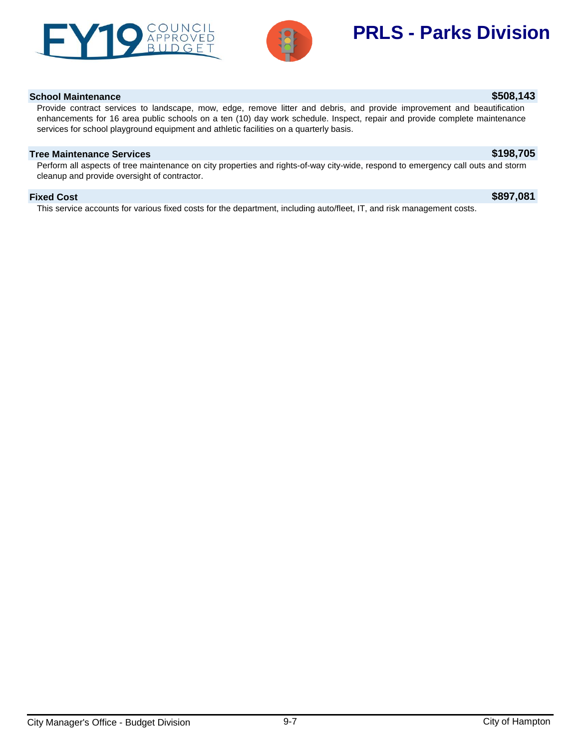# PRLS - Parks Division

### School Maintenance — $508,143

Provide contract services to landscape, mow, edge, remove litter and debris, and provide improvement and beautification enhancements for 16 area public schools on a ten (10) day work schedule. Inspect, repair and provide complete maintenance services for school playground equipment and athletic facilities on a quarterly basis.

### Tree Maintenance Services — $198,705

Perform all aspects of tree maintenance on city properties and rights-of-way city-wide, respond to emergency call outs and storm cleanup and provide oversight of contractor.

### Fixed Cost — $897,081

This service accounts for various fixed costs for the department, including auto/fleet, IT, and risk management costs.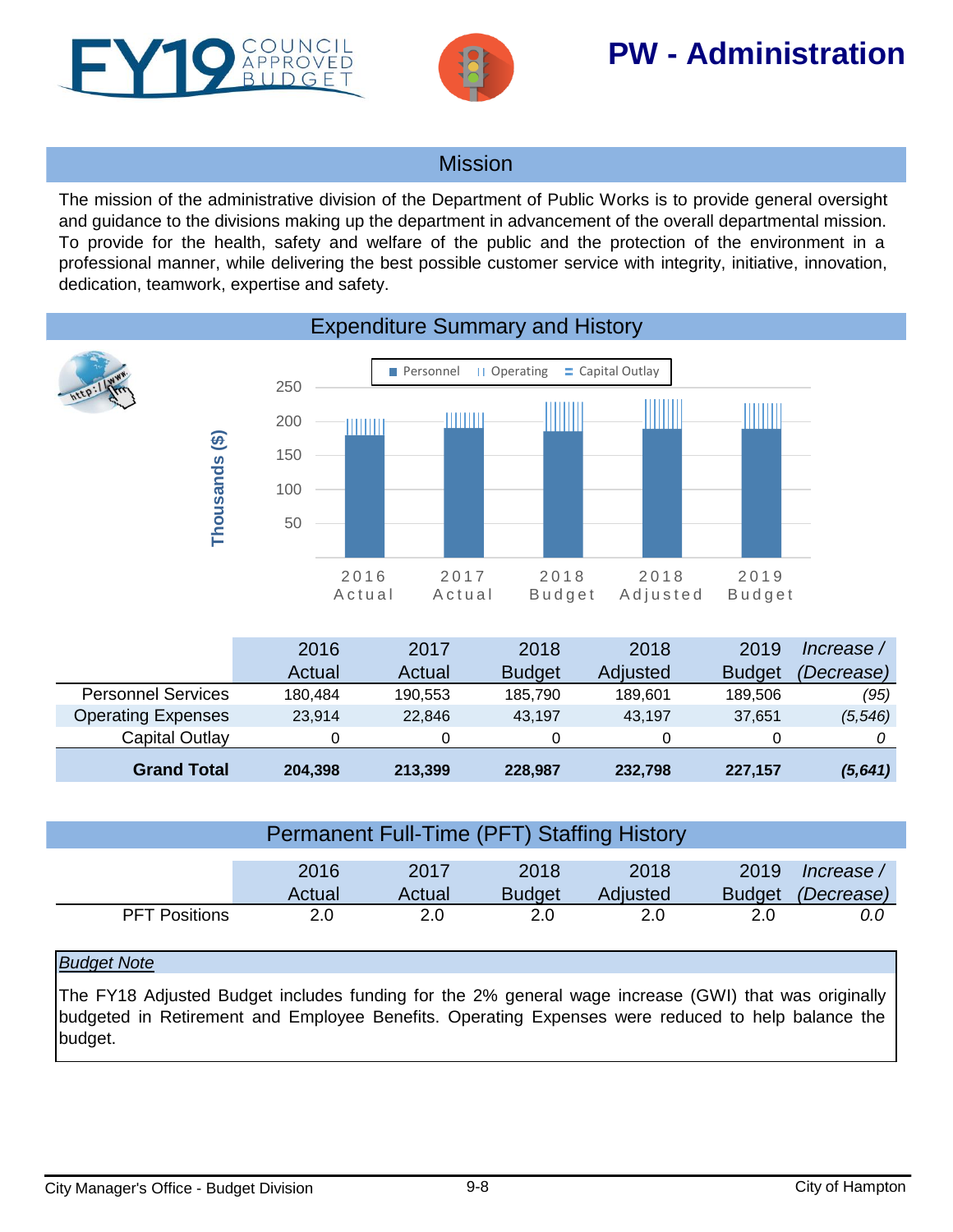# PW - Administration

## Mission

The mission of the administrative division of the Department of Public Works is to provide general oversight and guidance to the divisions making up the department in advancement of the overall departmental mission. To provide for the health, safety and welfare of the public and the protection of the environment in a professional manner, while delivering the best possible customer service with integrity, initiative, innovation, dedication, teamwork, expertise and safety.

## Expenditure Summary and History

| | 2016 Actual | 2017 Actual | 2018 Budget | 2018 Adjusted | 2019 Budget | *Increase / (Decrease)* |
|---|---|---|---|---|---|---|
| Personnel Services | 180,484 | 190,553 | 185,790 | 189,601 | 189,506 | *(95)* |
| Operating Expenses | 23,914 | 22,846 | 43,197 | 43,197 | 37,651 | *(5,546)* |
| Capital Outlay | 0 | 0 | 0 | 0 | 0 | *0* |
| **Grand Total** | **204,398** | **213,399** | **228,987** | **232,798** | **227,157** | ***(5,641)*** |

## Permanent Full-Time (PFT) Staffing History

| | 2016 Actual | 2017 Actual | 2018 Budget | 2018 Adjusted | 2019 Budget | *Increase / (Decrease)* |
|---|---|---|---|---|---|---|
| PFT Positions | 2.0 | 2.0 | 2.0 | 2.0 | 2.0 | *0.0* |

*Budget Note*

The FY18 Adjusted Budget includes funding for the 2% general wage increase (GWI) that was originally budgeted in Retirement and Employee Benefits. Operating Expenses were reduced to help balance the budget.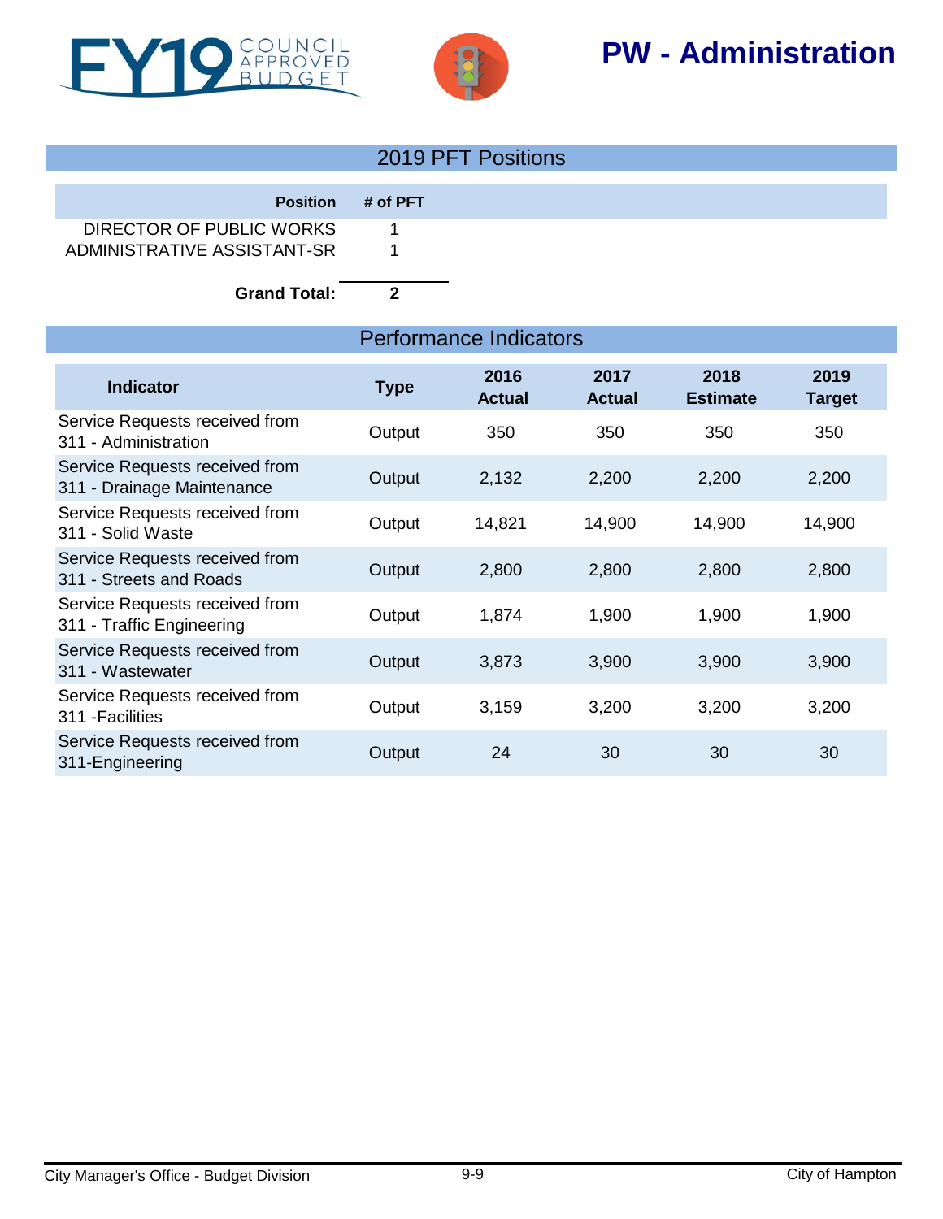# PW - Administration

## 2019 PFT Positions

| Position | # of PFT |
|---|---|
| DIRECTOR OF PUBLIC WORKS | 1 |
| ADMINISTRATIVE ASSISTANT-SR | 1 |
| **Grand Total:** | **2** |

## Performance Indicators

| Indicator | Type | 2016 Actual | 2017 Actual | 2018 Estimate | 2019 Target |
|---|---|---|---|---|---|
| Service Requests received from 311 - Administration | Output | 350 | 350 | 350 | 350 |
| Service Requests received from 311 - Drainage Maintenance | Output | 2,132 | 2,200 | 2,200 | 2,200 |
| Service Requests received from 311 - Solid Waste | Output | 14,821 | 14,900 | 14,900 | 14,900 |
| Service Requests received from 311 - Streets and Roads | Output | 2,800 | 2,800 | 2,800 | 2,800 |
| Service Requests received from 311 - Traffic Engineering | Output | 1,874 | 1,900 | 1,900 | 1,900 |
| Service Requests received from 311 - Wastewater | Output | 3,873 | 3,900 | 3,900 | 3,900 |
| Service Requests received from 311 -Facilities | Output | 3,159 | 3,200 | 3,200 | 3,200 |
| Service Requests received from 311-Engineering | Output | 24 | 30 | 30 | 30 |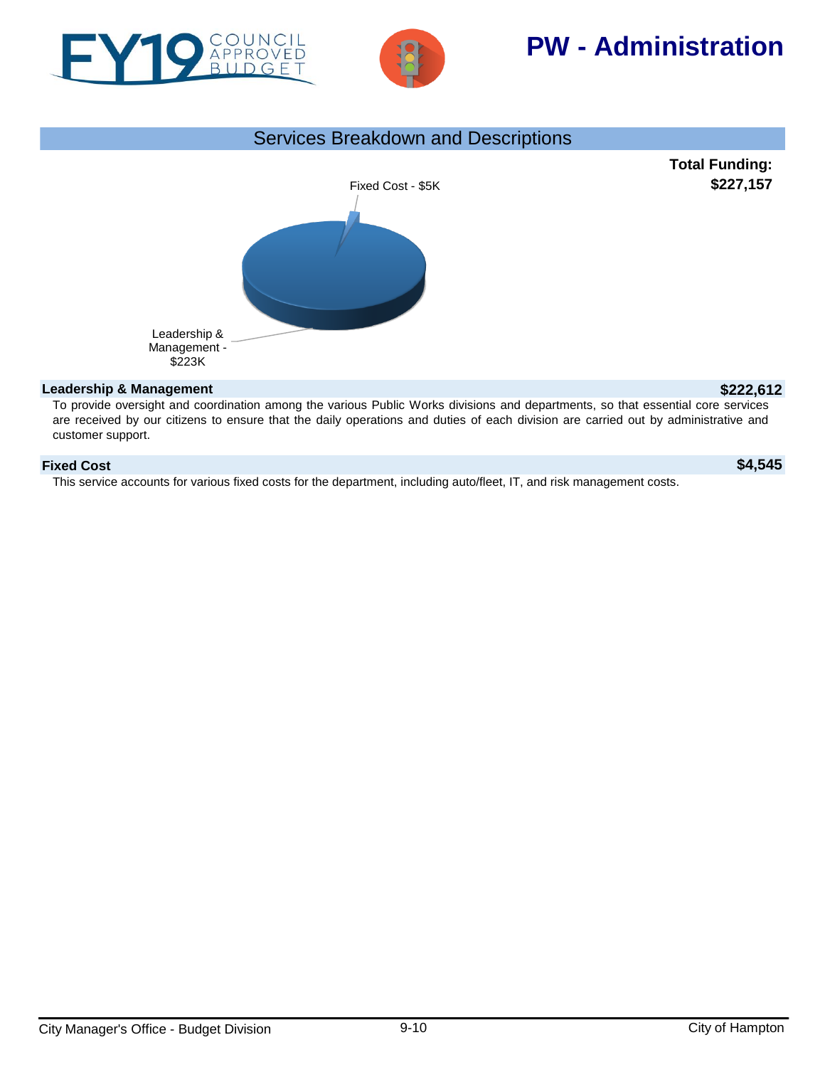# PW - Administration

## Services Breakdown and Descriptions

**Total Funding: $227,157**

Fixed Cost - $5K

Leadership & Management - $223K

### Leadership & Management — $222,612

To provide oversight and coordination among the various Public Works divisions and departments, so that essential core services are received by our citizens to ensure that the daily operations and duties of each division are carried out by administrative and customer support.

### Fixed Cost — $4,545

This service accounts for various fixed costs for the department, including auto/fleet, IT, and risk management costs.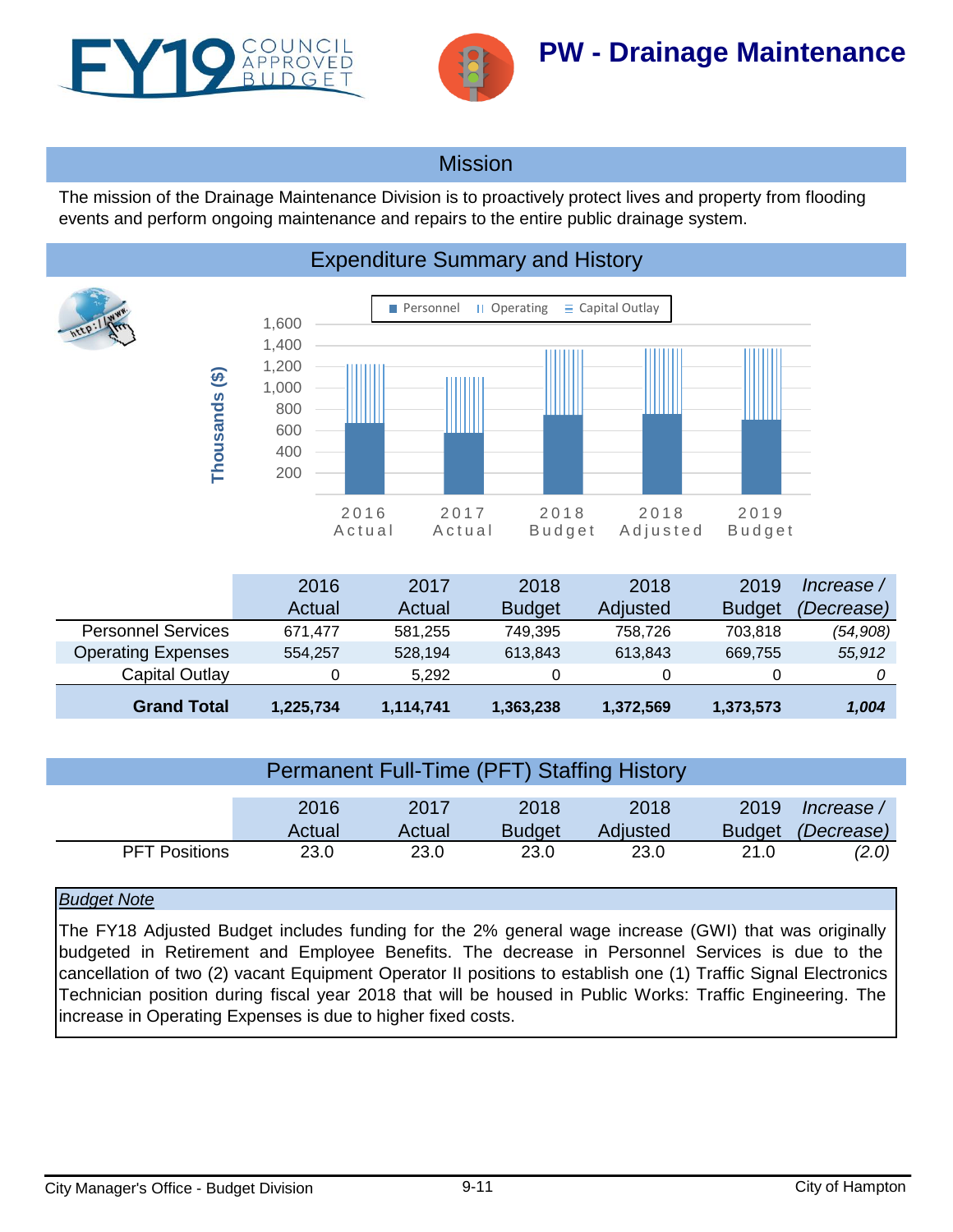# PW - Drainage Maintenance

FY19 COUNCIL APPROVED BUDGET

## Mission

The mission of the Drainage Maintenance Division is to proactively protect lives and property from flooding events and perform ongoing maintenance and repairs to the entire public drainage system.

## Expenditure Summary and History

| | 2016 Actual | 2017 Actual | 2018 Budget | 2018 Adjusted | 2019 Budget | *Increase / (Decrease)* |
|---|---|---|---|---|---|---|
| Personnel Services | 671,477 | 581,255 | 749,395 | 758,726 | 703,818 | *(54,908)* |
| Operating Expenses | 554,257 | 528,194 | 613,843 | 613,843 | 669,755 | *55,912* |
| Capital Outlay | 0 | 5,292 | 0 | 0 | 0 | *0* |
| **Grand Total** | **1,225,734** | **1,114,741** | **1,363,238** | **1,372,569** | **1,373,573** | ***1,004*** |

## Permanent Full-Time (PFT) Staffing History

| | 2016 Actual | 2017 Actual | 2018 Budget | 2018 Adjusted | 2019 Budget | *Increase / (Decrease)* |
|---|---|---|---|---|---|---|
| PFT Positions | 23.0 | 23.0 | 23.0 | 23.0 | 21.0 | *(2.0)* |

*Budget Note*

The FY18 Adjusted Budget includes funding for the 2% general wage increase (GWI) that was originally budgeted in Retirement and Employee Benefits. The decrease in Personnel Services is due to the cancellation of two (2) vacant Equipment Operator II positions to establish one (1) Traffic Signal Electronics Technician position during fiscal year 2018 that will be housed in Public Works: Traffic Engineering. The increase in Operating Expenses is due to higher fixed costs.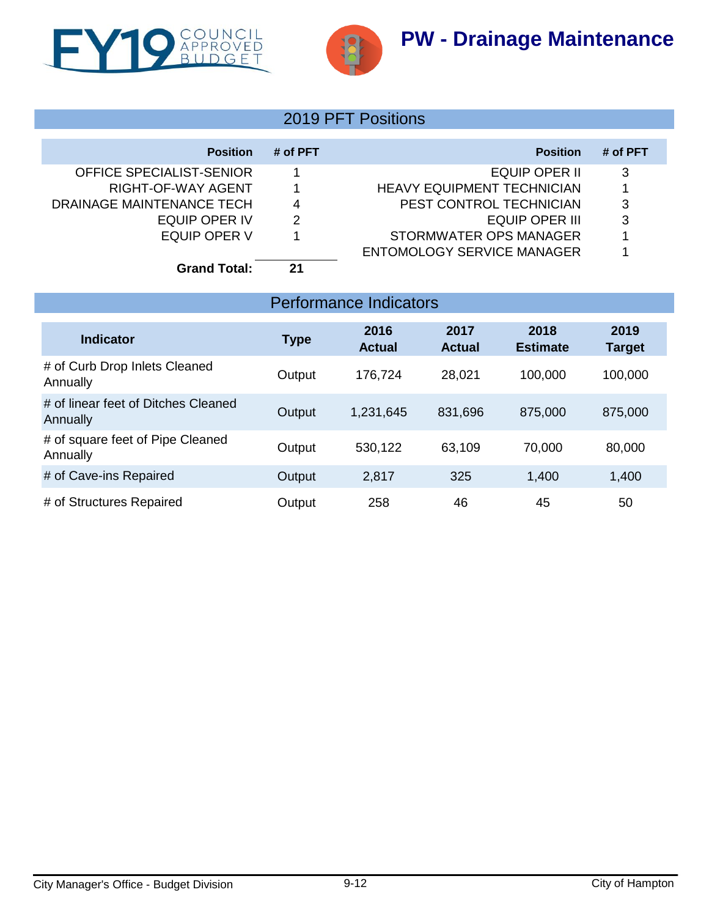FY19 COUNCIL APPROVED BUDGET

# PW - Drainage Maintenance

## 2019 PFT Positions

| Position | # of PFT | Position | # of PFT |
|---|---|---|---|
| OFFICE SPECIALIST-SENIOR | 1 | EQUIP OPER II | 3 |
| RIGHT-OF-WAY AGENT | 1 | HEAVY EQUIPMENT TECHNICIAN | 1 |
| DRAINAGE MAINTENANCE TECH | 4 | PEST CONTROL TECHNICIAN | 3 |
| EQUIP OPER IV | 2 | EQUIP OPER III | 3 |
| EQUIP OPER V | 1 | STORMWATER OPS MANAGER | 1 |
| | | ENTOMOLOGY SERVICE MANAGER | 1 |
| **Grand Total:** | **21** | | |

## Performance Indicators

| Indicator | Type | 2016 Actual | 2017 Actual | 2018 Estimate | 2019 Target |
|---|---|---|---|---|---|
| # of Curb Drop Inlets Cleaned Annually | Output | 176,724 | 28,021 | 100,000 | 100,000 |
| # of linear feet of Ditches Cleaned Annually | Output | 1,231,645 | 831,696 | 875,000 | 875,000 |
| # of square feet of Pipe Cleaned Annually | Output | 530,122 | 63,109 | 70,000 | 80,000 |
| # of Cave-ins Repaired | Output | 2,817 | 325 | 1,400 | 1,400 |
| # of Structures Repaired | Output | 258 | 46 | 45 | 50 |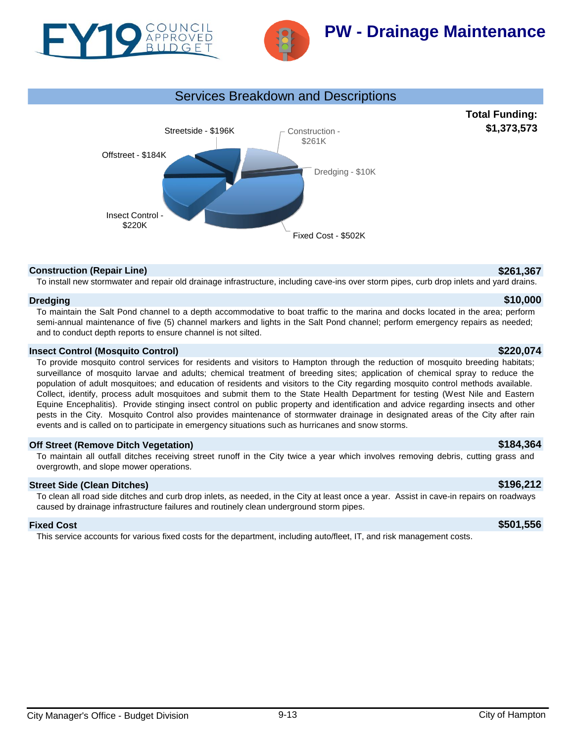# PW - Drainage Maintenance

FY19 COUNCIL APPROVED BUDGET

## Services Breakdown and Descriptions

**Total Funding: $1,373,573**

Streetside - $196K
Construction - $261K
Offstreet - $184K
Dredging - $10K
Insect Control - $220K
Fixed Cost - $502K

### Construction (Repair Line) — $261,367

To install new stormwater and repair old drainage infrastructure, including cave-ins over storm pipes, curb drop inlets and yard drains.

### Dredging — $10,000

To maintain the Salt Pond channel to a depth accommodative to boat traffic to the marina and docks located in the area; perform semi-annual maintenance of five (5) channel markers and lights in the Salt Pond channel; perform emergency repairs as needed; and to conduct depth reports to ensure channel is not silted.

### Insect Control (Mosquito Control) — $220,074

To provide mosquito control services for residents and visitors to Hampton through the reduction of mosquito breeding habitats; surveillance of mosquito larvae and adults; chemical treatment of breeding sites; application of chemical spray to reduce the population of adult mosquitoes; and education of residents and visitors to the City regarding mosquito control methods available. Collect, identify, process adult mosquitoes and submit them to the State Health Department for testing (West Nile and Eastern Equine Encephalitis). Provide stinging insect control on public property and identification and advice regarding insects and other pests in the City. Mosquito Control also provides maintenance of stormwater drainage in designated areas of the City after rain events and is called on to participate in emergency situations such as hurricanes and snow storms.

### Off Street (Remove Ditch Vegetation) — $184,364

To maintain all outfall ditches receiving street runoff in the City twice a year which involves removing debris, cutting grass and overgrowth, and slope mower operations.

### Street Side (Clean Ditches) — $196,212

To clean all road side ditches and curb drop inlets, as needed, in the City at least once a year. Assist in cave-in repairs on roadways caused by drainage infrastructure failures and routinely clean underground storm pipes.

### Fixed Cost — $501,556

This service accounts for various fixed costs for the department, including auto/fleet, IT, and risk management costs.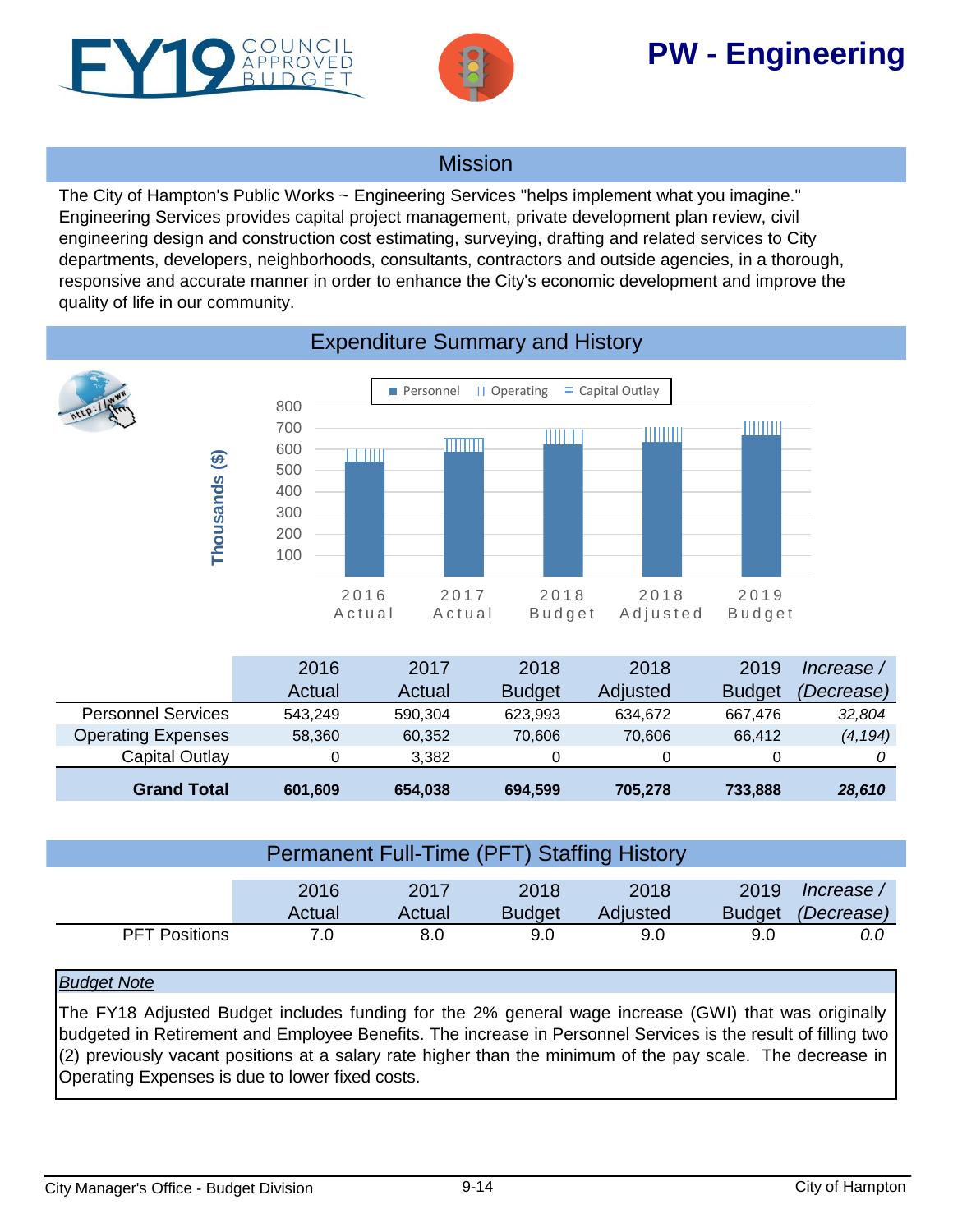# PW - Engineering

FY19 COUNCIL APPROVED BUDGET

## Mission

The City of Hampton's Public Works ~ Engineering Services "helps implement what you imagine." Engineering Services provides capital project management, private development plan review, civil engineering design and construction cost estimating, surveying, drafting and related services to City departments, developers, neighborhoods, consultants, contractors and outside agencies, in a thorough, responsive and accurate manner in order to enhance the City's economic development and improve the quality of life in our community.

## Expenditure Summary and History

| | 2016 Actual | 2017 Actual | 2018 Budget | 2018 Adjusted | 2019 Budget | *Increase / (Decrease)* |
|---|---|---|---|---|---|---|
| Personnel Services | 543,249 | 590,304 | 623,993 | 634,672 | 667,476 | *32,804* |
| Operating Expenses | 58,360 | 60,352 | 70,606 | 70,606 | 66,412 | *(4,194)* |
| Capital Outlay | 0 | 3,382 | 0 | 0 | 0 | *0* |
| **Grand Total** | **601,609** | **654,038** | **694,599** | **705,278** | **733,888** | ***28,610*** |

## Permanent Full-Time (PFT) Staffing History

| | 2016 Actual | 2017 Actual | 2018 Budget | 2018 Adjusted | 2019 Budget | *Increase / (Decrease)* |
|---|---|---|---|---|---|---|
| PFT Positions | 7.0 | 8.0 | 9.0 | 9.0 | 9.0 | *0.0* |

*Budget Note*

The FY18 Adjusted Budget includes funding for the 2% general wage increase (GWI) that was originally budgeted in Retirement and Employee Benefits. The increase in Personnel Services is the result of filling two (2) previously vacant positions at a salary rate higher than the minimum of the pay scale. The decrease in Operating Expenses is due to lower fixed costs.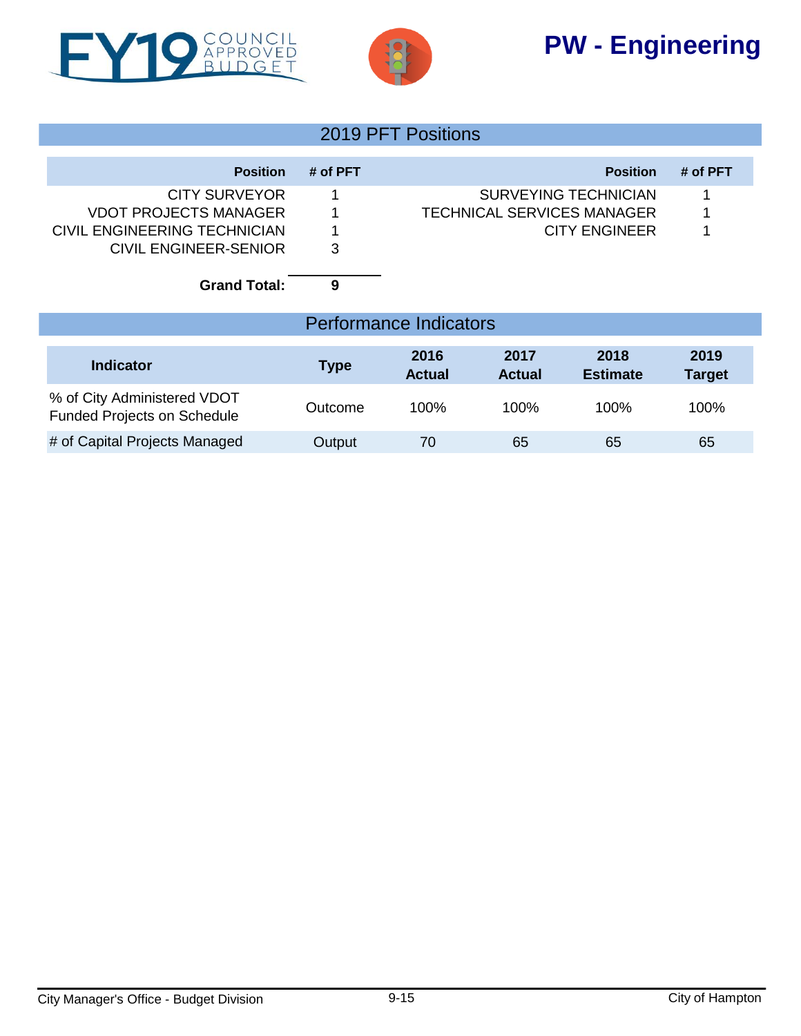# PW - Engineering

## 2019 PFT Positions

| Position | # of PFT | Position | # of PFT |
|---|---|---|---|
| CITY SURVEYOR | 1 | SURVEYING TECHNICIAN | 1 |
| VDOT PROJECTS MANAGER | 1 | TECHNICAL SERVICES MANAGER | 1 |
| CIVIL ENGINEERING TECHNICIAN | 1 | CITY ENGINEER | 1 |
| CIVIL ENGINEER-SENIOR | 3 | | |
| **Grand Total:** | **9** | | |

## Performance Indicators

| Indicator | Type | 2016 Actual | 2017 Actual | 2018 Estimate | 2019 Target |
|---|---|---|---|---|---|
| % of City Administered VDOT Funded Projects on Schedule | Outcome | 100% | 100% | 100% | 100% |
| # of Capital Projects Managed | Output | 70 | 65 | 65 | 65 |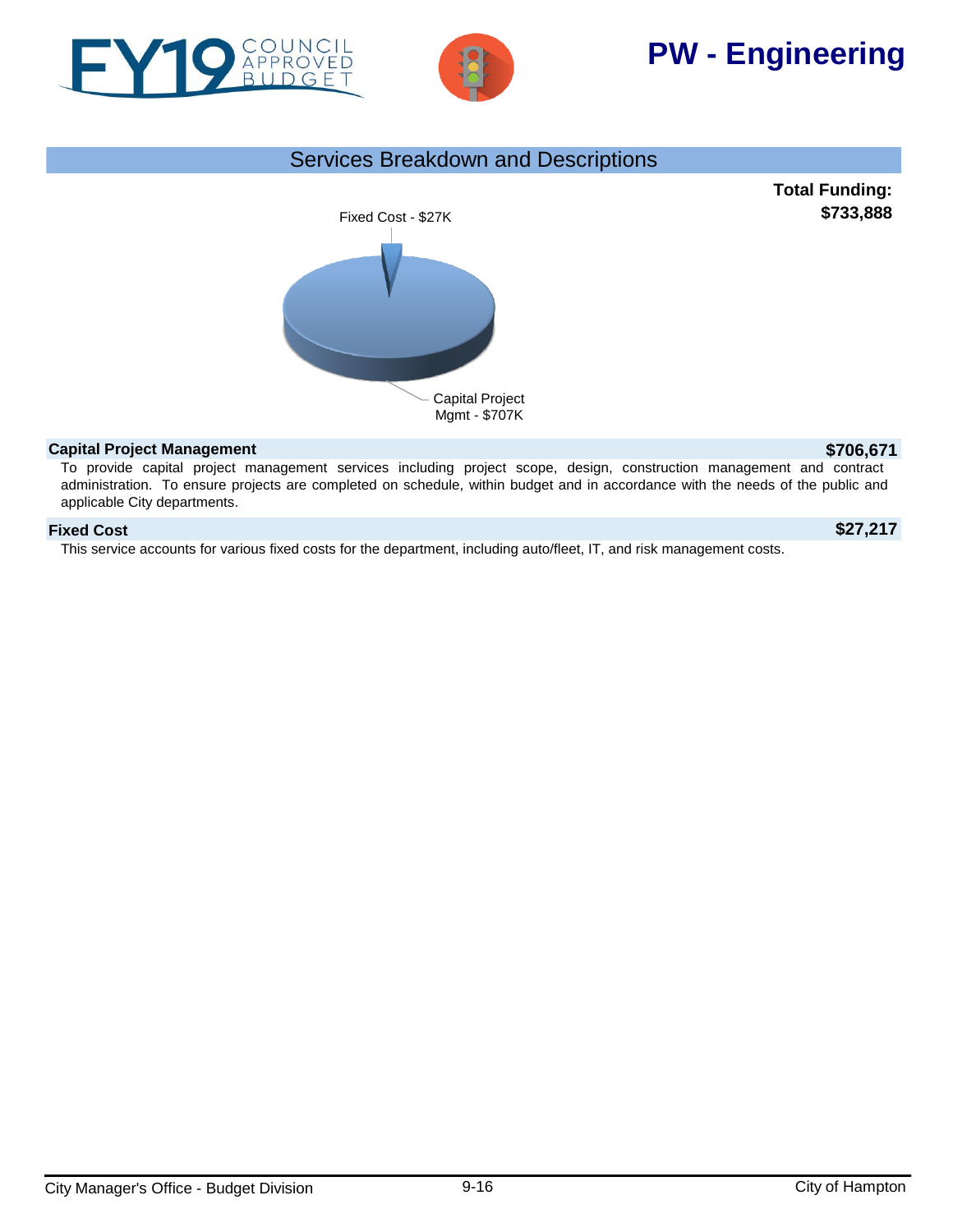# PW - Engineering

## Services Breakdown and Descriptions

**Total Funding: $733,888**

Fixed Cost - $27K

Capital Project Mgmt - $707K

### Capital Project Management — $706,671

To provide capital project management services including project scope, design, construction management and contract administration. To ensure projects are completed on schedule, within budget and in accordance with the needs of the public and applicable City departments.

### Fixed Cost — $27,217

This service accounts for various fixed costs for the department, including auto/fleet, IT, and risk management costs.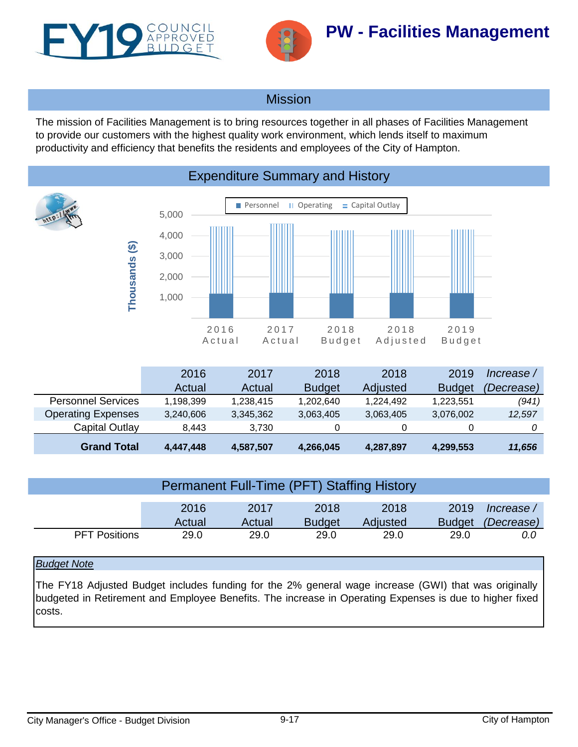# PW - Facilities Management

## Mission

The mission of Facilities Management is to bring resources together in all phases of Facilities Management to provide our customers with the highest quality work environment, which lends itself to maximum productivity and efficiency that benefits the residents and employees of the City of Hampton.

## Expenditure Summary and History

| | 2016 Actual | 2017 Actual | 2018 Budget | 2018 Adjusted | 2019 Budget | *Increase / (Decrease)* |
|---|---|---|---|---|---|---|
| Personnel Services | 1,198,399 | 1,238,415 | 1,202,640 | 1,224,492 | 1,223,551 | *(941)* |
| Operating Expenses | 3,240,606 | 3,345,362 | 3,063,405 | 3,063,405 | 3,076,002 | *12,597* |
| Capital Outlay | 8,443 | 3,730 | 0 | 0 | 0 | *0* |
| **Grand Total** | **4,447,448** | **4,587,507** | **4,266,045** | **4,287,897** | **4,299,553** | ***11,656*** |

## Permanent Full-Time (PFT) Staffing History

| | 2016 Actual | 2017 Actual | 2018 Budget | 2018 Adjusted | 2019 Budget | *Increase / (Decrease)* |
|---|---|---|---|---|---|---|
| PFT Positions | 29.0 | 29.0 | 29.0 | 29.0 | 29.0 | *0.0* |

*Budget Note*

The FY18 Adjusted Budget includes funding for the 2% general wage increase (GWI) that was originally budgeted in Retirement and Employee Benefits. The increase in Operating Expenses is due to higher fixed costs.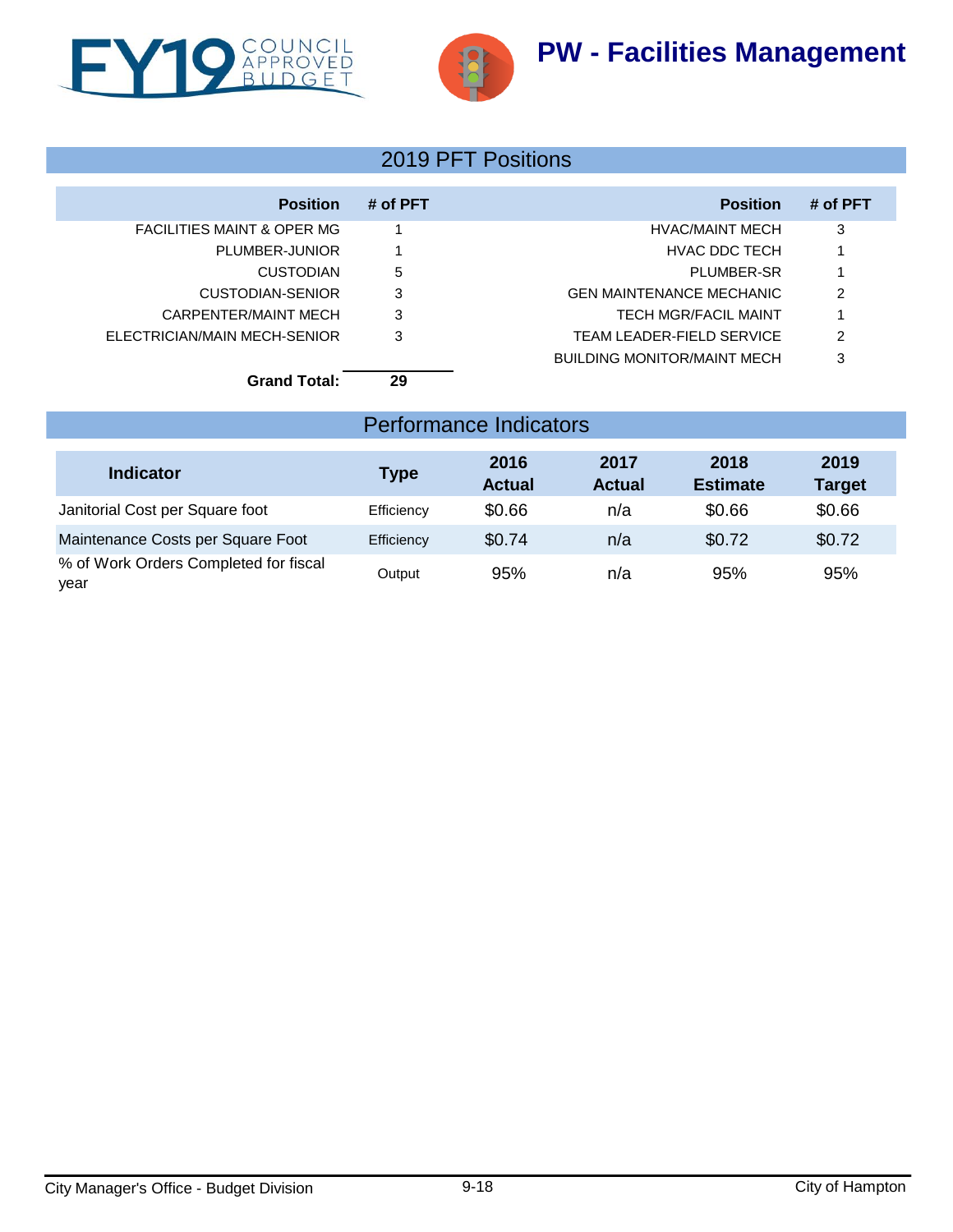# PW - Facilities Management

## 2019 PFT Positions

| Position | # of PFT | Position | # of PFT |
|---|---|---|---|
| FACILITIES MAINT & OPER MG | 1 | HVAC/MAINT MECH | 3 |
| PLUMBER-JUNIOR | 1 | HVAC DDC TECH | 1 |
| CUSTODIAN | 5 | PLUMBER-SR | 1 |
| CUSTODIAN-SENIOR | 3 | GEN MAINTENANCE MECHANIC | 2 |
| CARPENTER/MAINT MECH | 3 | TECH MGR/FACIL MAINT | 1 |
| ELECTRICIAN/MAIN MECH-SENIOR | 3 | TEAM LEADER-FIELD SERVICE | 2 |
| | | BUILDING MONITOR/MAINT MECH | 3 |
| **Grand Total:** | **29** | | |

## Performance Indicators

| Indicator | Type | 2016 Actual | 2017 Actual | 2018 Estimate | 2019 Target |
|---|---|---|---|---|---|
| Janitorial Cost per Square foot | Efficiency | $0.66 | n/a | $0.66 | $0.66 |
| Maintenance Costs per Square Foot | Efficiency | $0.74 | n/a | $0.72 | $0.72 |
| % of Work Orders Completed for fiscal year | Output | 95% | n/a | 95% | 95% |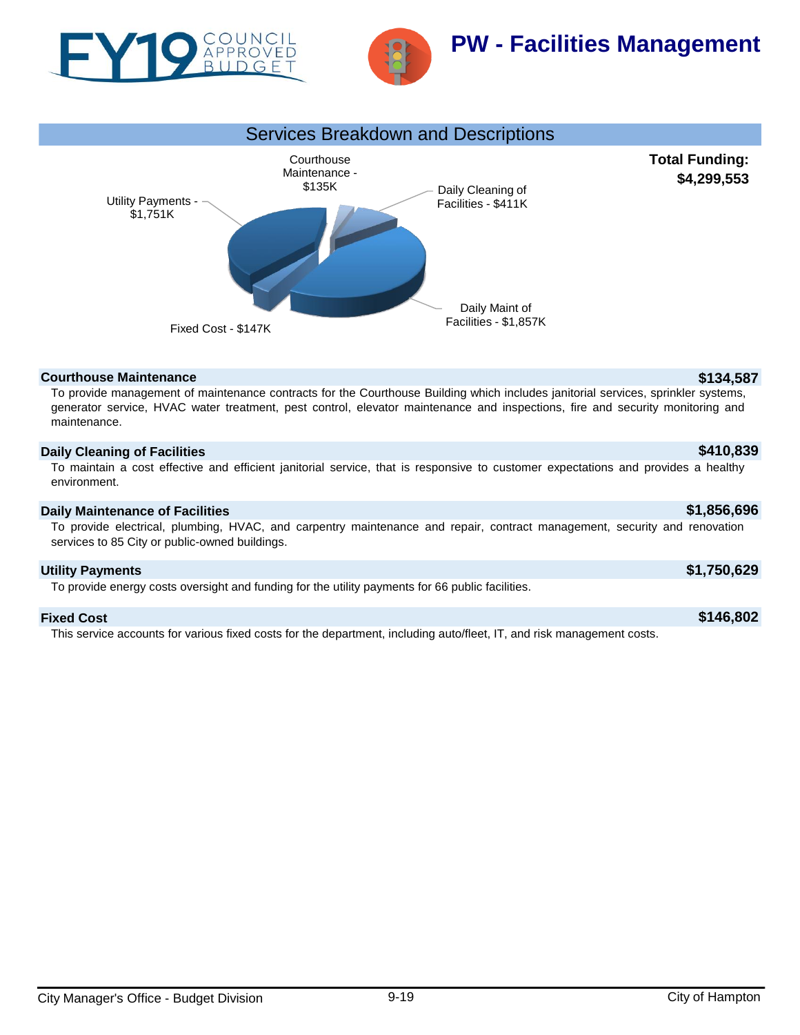# PW - Facilities Management

## Services Breakdown and Descriptions

**Total Funding: $4,299,553**

Courthouse Maintenance - $135K

Daily Cleaning of Facilities - $411K

Daily Maint of Facilities - $1,857K

Fixed Cost - $147K

Utility Payments - $1,751K

### Courthouse Maintenance — $134,587

To provide management of maintenance contracts for the Courthouse Building which includes janitorial services, sprinkler systems, generator service, HVAC water treatment, pest control, elevator maintenance and inspections, fire and security monitoring and maintenance.

### Daily Cleaning of Facilities — $410,839

To maintain a cost effective and efficient janitorial service, that is responsive to customer expectations and provides a healthy environment.

### Daily Maintenance of Facilities — $1,856,696

To provide electrical, plumbing, HVAC, and carpentry maintenance and repair, contract management, security and renovation services to 85 City or public-owned buildings.

### Utility Payments — $1,750,629

To provide energy costs oversight and funding for the utility payments for 66 public facilities.

### Fixed Cost — $146,802

This service accounts for various fixed costs for the department, including auto/fleet, IT, and risk management costs.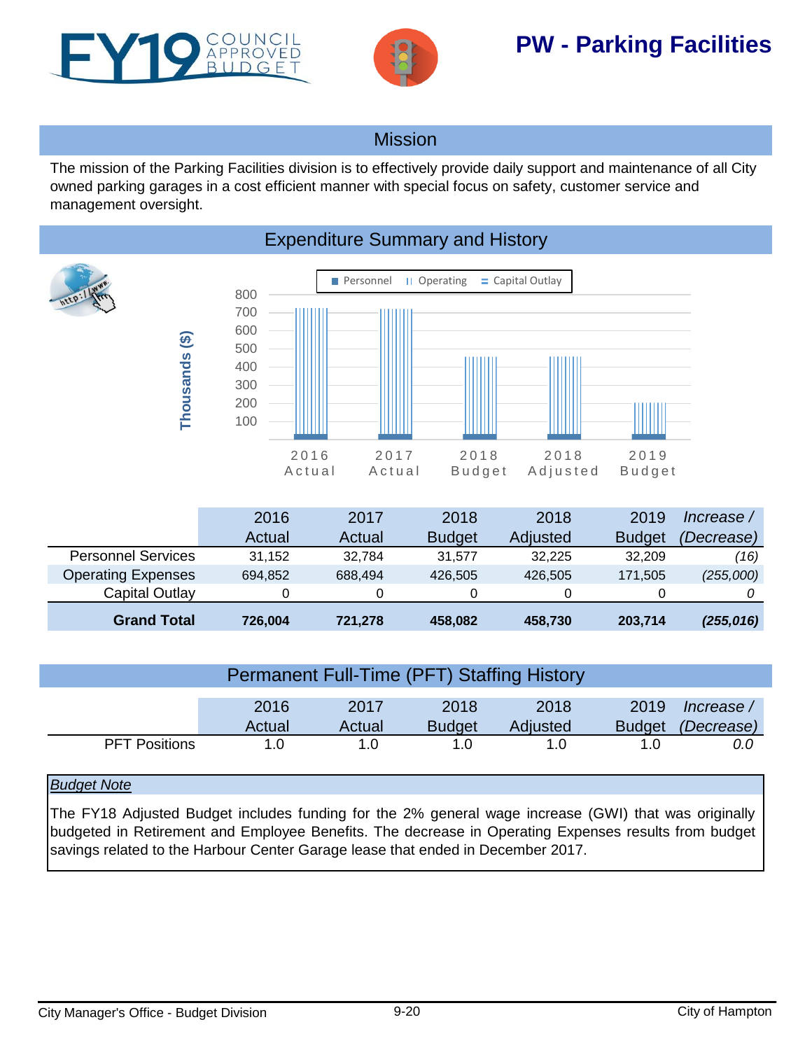# PW - Parking Facilities

## Mission

The mission of the Parking Facilities division is to effectively provide daily support and maintenance of all City owned parking garages in a cost efficient manner with special focus on safety, customer service and management oversight.

## Expenditure Summary and History

| | 2016 Actual | 2017 Actual | 2018 Budget | 2018 Adjusted | 2019 Budget | *Increase / (Decrease)* |
|---|---|---|---|---|---|---|
| Personnel Services | 31,152 | 32,784 | 31,577 | 32,225 | 32,209 | *(16)* |
| Operating Expenses | 694,852 | 688,494 | 426,505 | 426,505 | 171,505 | *(255,000)* |
| Capital Outlay | 0 | 0 | 0 | 0 | 0 | *0* |
| **Grand Total** | **726,004** | **721,278** | **458,082** | **458,730** | **203,714** | ***(255,016)*** |

## Permanent Full-Time (PFT) Staffing History

| | 2016 Actual | 2017 Actual | 2018 Budget | 2018 Adjusted | 2019 Budget | *Increase / (Decrease)* |
|---|---|---|---|---|---|---|
| PFT Positions | 1.0 | 1.0 | 1.0 | 1.0 | 1.0 | *0.0* |

*Budget Note*

The FY18 Adjusted Budget includes funding for the 2% general wage increase (GWI) that was originally budgeted in Retirement and Employee Benefits. The decrease in Operating Expenses results from budget savings related to the Harbour Center Garage lease that ended in December 2017.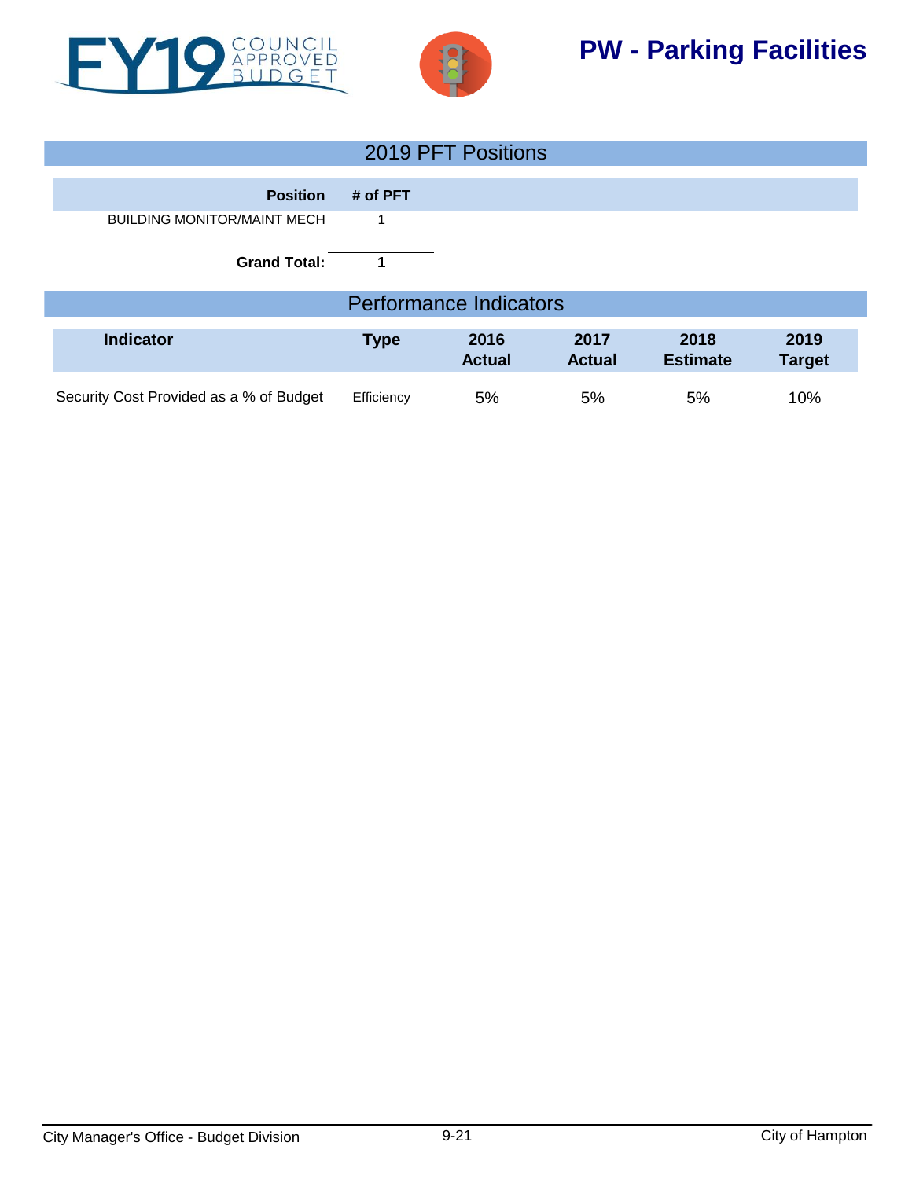# PW - Parking Facilities

FY19 COUNCIL APPROVED BUDGET

## 2019 PFT Positions

| Position | # of PFT |
|---|---|
| BUILDING MONITOR/MAINT MECH | 1 |
| **Grand Total:** | **1** |

## Performance Indicators

| Indicator | Type | 2016 Actual | 2017 Actual | 2018 Estimate | 2019 Target |
|---|---|---|---|---|---|
| Security Cost Provided as a % of Budget | Efficiency | 5% | 5% | 5% | 10% |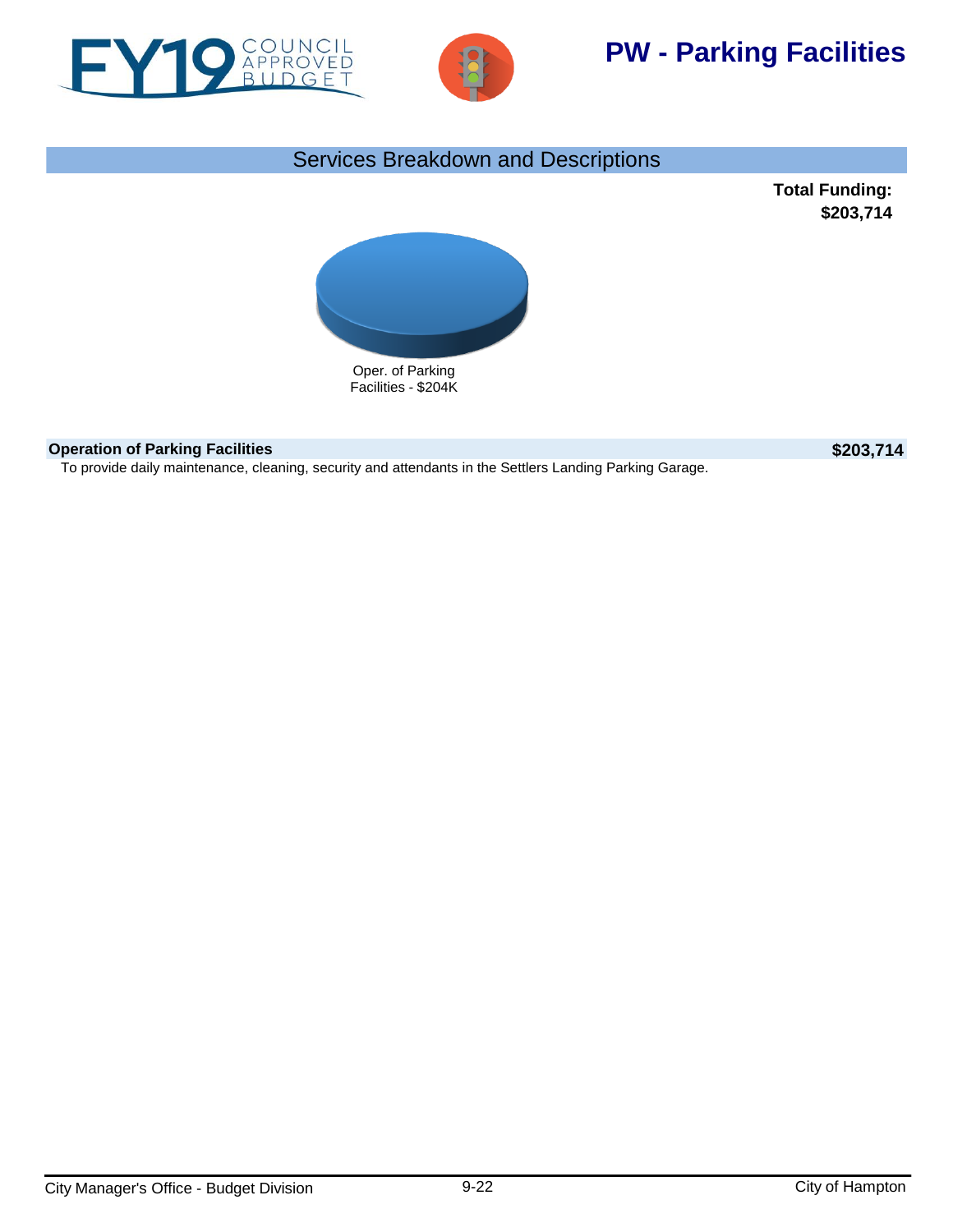# PW - Parking Facilities

## Services Breakdown and Descriptions

**Total Funding: $203,714**

Oper. of Parking Facilities - $204K

| **Operation of Parking Facilities** | **$203,714** |
|---|---|

To provide daily maintenance, cleaning, security and attendants in the Settlers Landing Parking Garage.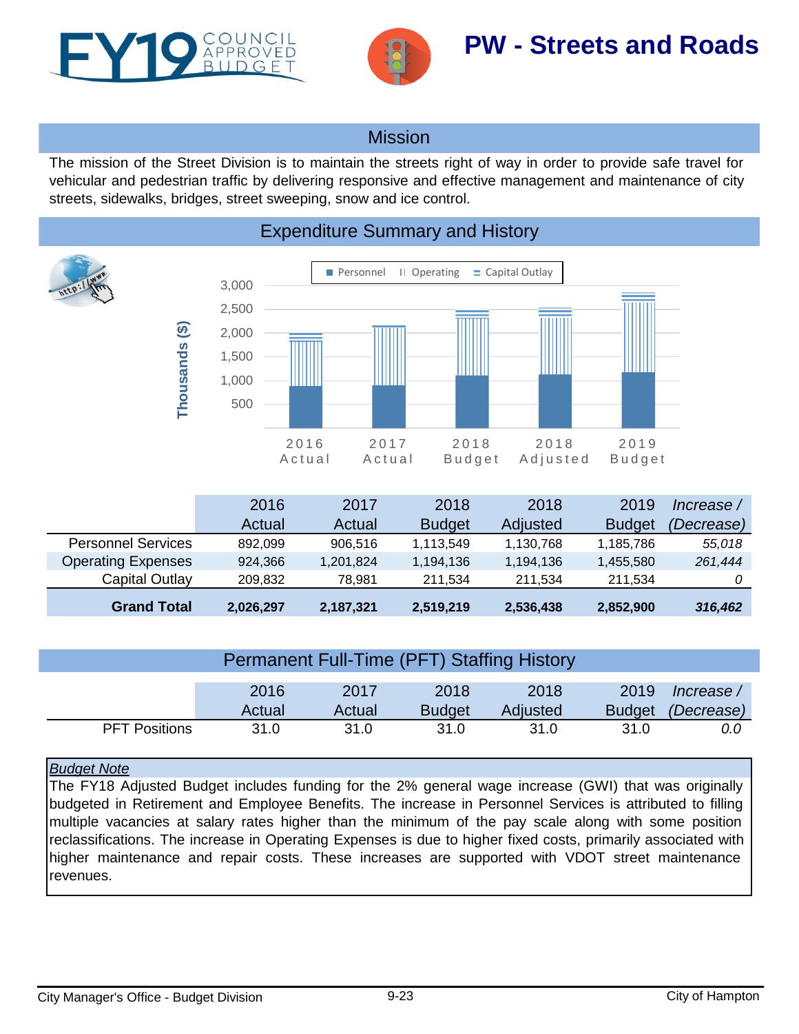# PW - Streets and Roads

## Mission

The mission of the Street Division is to maintain the streets right of way in order to provide safe travel for vehicular and pedestrian traffic by delivering responsive and effective management and maintenance of city streets, sidewalks, bridges, street sweeping, snow and ice control.

## Expenditure Summary and History

|  | 2016 Actual | 2017 Actual | 2018 Budget | 2018 Adjusted | 2019 Budget | *Increase / (Decrease)* |
|---|---|---|---|---|---|---|
| Personnel Services | 892,099 | 906,516 | 1,113,549 | 1,130,768 | 1,185,786 | *55,018* |
| Operating Expenses | 924,366 | 1,201,824 | 1,194,136 | 1,194,136 | 1,455,580 | *261,444* |
| Capital Outlay | 209,832 | 78,981 | 211,534 | 211,534 | 211,534 | *0* |
| **Grand Total** | **2,026,297** | **2,187,321** | **2,519,219** | **2,536,438** | **2,852,900** | ***316,462*** |

## Permanent Full-Time (PFT) Staffing History

|  | 2016 Actual | 2017 Actual | 2018 Budget | 2018 Adjusted | 2019 Budget | *Increase / (Decrease)* |
|---|---|---|---|---|---|---|
| PFT Positions | 31.0 | 31.0 | 31.0 | 31.0 | 31.0 | *0.0* |

*Budget Note*

The FY18 Adjusted Budget includes funding for the 2% general wage increase (GWI) that was originally budgeted in Retirement and Employee Benefits. The increase in Personnel Services is attributed to filling multiple vacancies at salary rates higher than the minimum of the pay scale along with some position reclassifications. The increase in Operating Expenses is due to higher fixed costs, primarily associated with higher maintenance and repair costs. These increases are supported with VDOT street maintenance revenues.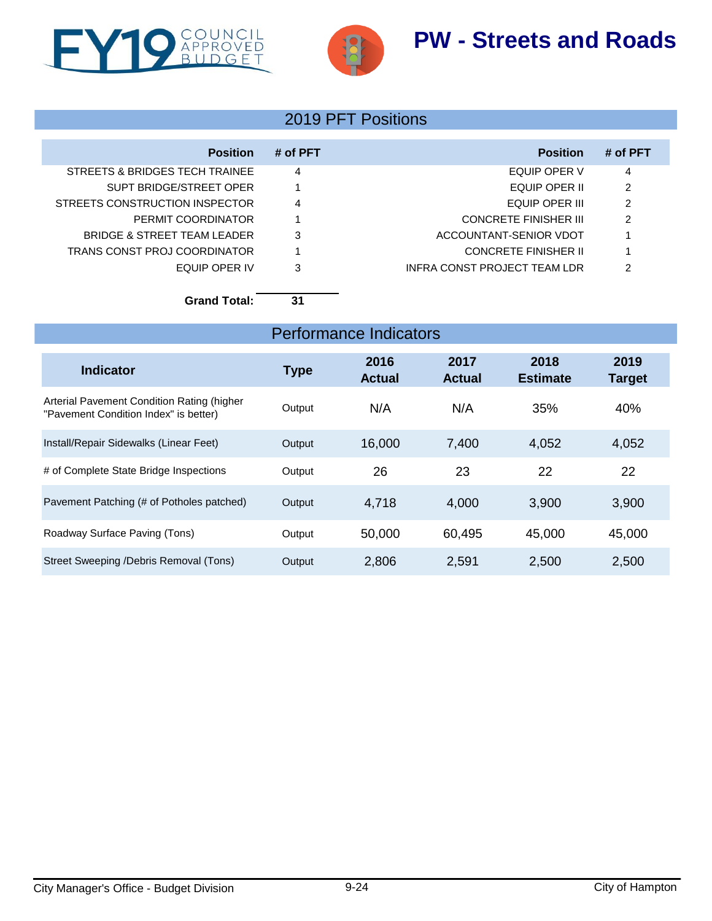# PW - Streets and Roads

## 2019 PFT Positions

| Position | # of PFT | Position | # of PFT |
|---|---|---|---|
| STREETS & BRIDGES TECH TRAINEE | 4 | EQUIP OPER V | 4 |
| SUPT BRIDGE/STREET OPER | 1 | EQUIP OPER II | 2 |
| STREETS CONSTRUCTION INSPECTOR | 4 | EQUIP OPER III | 2 |
| PERMIT COORDINATOR | 1 | CONCRETE FINISHER III | 2 |
| BRIDGE & STREET TEAM LEADER | 3 | ACCOUNTANT-SENIOR VDOT | 1 |
| TRANS CONST PROJ COORDINATOR | 1 | CONCRETE FINISHER II | 1 |
| EQUIP OPER IV | 3 | INFRA CONST PROJECT TEAM LDR | 2 |

**Grand Total:** **31**

## Performance Indicators

| Indicator | Type | 2016 Actual | 2017 Actual | 2018 Estimate | 2019 Target |
|---|---|---|---|---|---|
| Arterial Pavement Condition Rating (higher "Pavement Condition Index" is better) | Output | N/A | N/A | 35% | 40% |
| Install/Repair Sidewalks (Linear Feet) | Output | 16,000 | 7,400 | 4,052 | 4,052 |
| # of Complete State Bridge Inspections | Output | 26 | 23 | 22 | 22 |
| Pavement Patching (# of Potholes patched) | Output | 4,718 | 4,000 | 3,900 | 3,900 |
| Roadway Surface Paving (Tons) | Output | 50,000 | 60,495 | 45,000 | 45,000 |
| Street Sweeping /Debris Removal (Tons) | Output | 2,806 | 2,591 | 2,500 | 2,500 |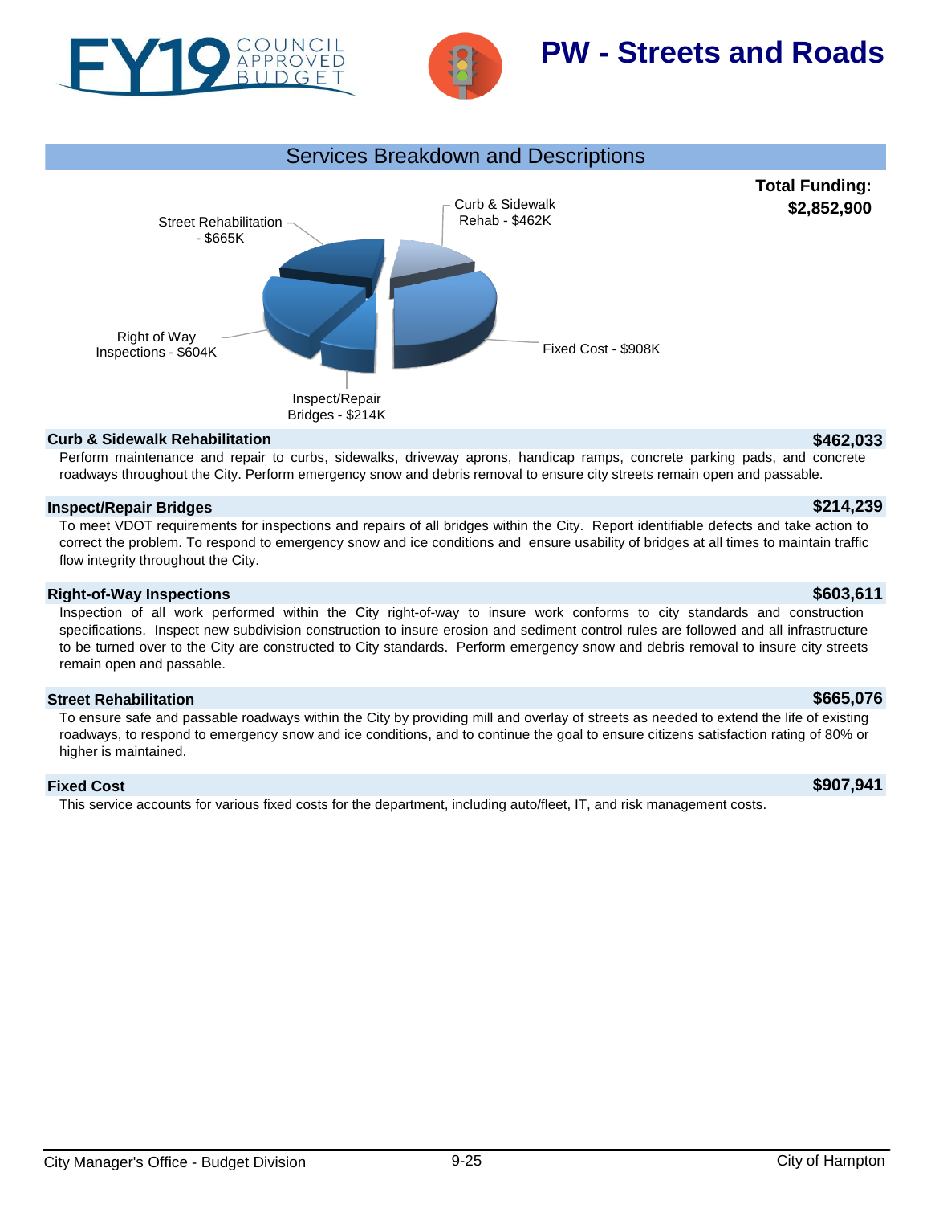# PW - Streets and Roads

## Services Breakdown and Descriptions

**Total Funding: $2,852,900**

Street Rehabilitation - $665K

Curb & Sidewalk Rehab - $462K

Right of Way Inspections - $604K

Fixed Cost - $908K

Inspect/Repair Bridges - $214K

### Curb & Sidewalk Rehabilitation — $462,033

Perform maintenance and repair to curbs, sidewalks, driveway aprons, handicap ramps, concrete parking pads, and concrete roadways throughout the City. Perform emergency snow and debris removal to ensure city streets remain open and passable.

### Inspect/Repair Bridges — $214,239

To meet VDOT requirements for inspections and repairs of all bridges within the City. Report identifiable defects and take action to correct the problem. To respond to emergency snow and ice conditions and ensure usability of bridges at all times to maintain traffic flow integrity throughout the City.

### Right-of-Way Inspections — $603,611

Inspection of all work performed within the City right-of-way to insure work conforms to city standards and construction specifications. Inspect new subdivision construction to insure erosion and sediment control rules are followed and all infrastructure to be turned over to the City are constructed to City standards. Perform emergency snow and debris removal to insure city streets remain open and passable.

### Street Rehabilitation — $665,076

To ensure safe and passable roadways within the City by providing mill and overlay of streets as needed to extend the life of existing roadways, to respond to emergency snow and ice conditions, and to continue the goal to ensure citizens satisfaction rating of 80% or higher is maintained.

### Fixed Cost — $907,941

This service accounts for various fixed costs for the department, including auto/fleet, IT, and risk management costs.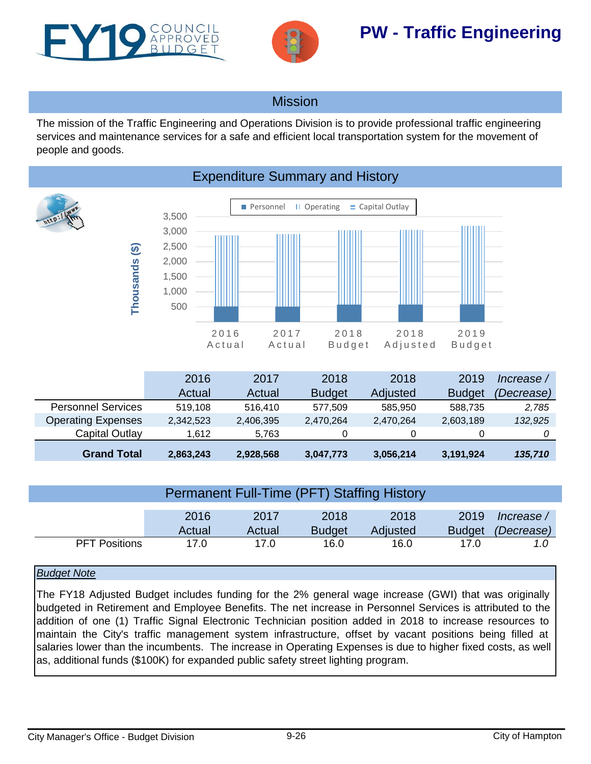# PW - Traffic Engineering

FY19 COUNCIL APPROVED BUDGET

## Mission

The mission of the Traffic Engineering and Operations Division is to provide professional traffic engineering services and maintenance services for a safe and efficient local transportation system for the movement of people and goods.

## Expenditure Summary and History

| | 2016 Actual | 2017 Actual | 2018 Budget | 2018 Adjusted | 2019 Budget | *Increase / (Decrease)* |
|---|---|---|---|---|---|---|
| Personnel Services | 519,108 | 516,410 | 577,509 | 585,950 | 588,735 | *2,785* |
| Operating Expenses | 2,342,523 | 2,406,395 | 2,470,264 | 2,470,264 | 2,603,189 | *132,925* |
| Capital Outlay | 1,612 | 5,763 | 0 | 0 | 0 | *0* |
| **Grand Total** | **2,863,243** | **2,928,568** | **3,047,773** | **3,056,214** | **3,191,924** | ***135,710*** |

## Permanent Full-Time (PFT) Staffing History

| | 2016 Actual | 2017 Actual | 2018 Budget | 2018 Adjusted | 2019 Budget | *Increase / (Decrease)* |
|---|---|---|---|---|---|---|
| PFT Positions | 17.0 | 17.0 | 16.0 | 16.0 | 17.0 | *1.0* |

*Budget Note*

The FY18 Adjusted Budget includes funding for the 2% general wage increase (GWI) that was originally budgeted in Retirement and Employee Benefits. The net increase in Personnel Services is attributed to the addition of one (1) Traffic Signal Electronic Technician position added in 2018 to increase resources to maintain the City's traffic management system infrastructure, offset by vacant positions being filled at salaries lower than the incumbents. The increase in Operating Expenses is due to higher fixed costs, as well as, additional funds ($100K) for expanded public safety street lighting program.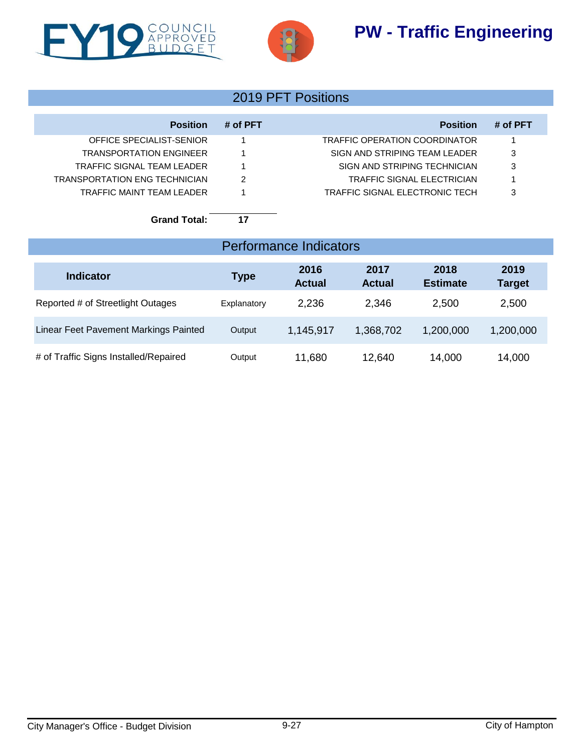# PW - Traffic Engineering

## 2019 PFT Positions

| Position | # of PFT | Position | # of PFT |
|---|---|---|---|
| OFFICE SPECIALIST-SENIOR | 1 | TRAFFIC OPERATION COORDINATOR | 1 |
| TRANSPORTATION ENGINEER | 1 | SIGN AND STRIPING TEAM LEADER | 3 |
| TRAFFIC SIGNAL TEAM LEADER | 1 | SIGN AND STRIPING TECHNICIAN | 3 |
| TRANSPORTATION ENG TECHNICIAN | 2 | TRAFFIC SIGNAL ELECTRICIAN | 1 |
| TRAFFIC MAINT TEAM LEADER | 1 | TRAFFIC SIGNAL ELECTRONIC TECH | 3 |
| **Grand Total:** | **17** | | |

## Performance Indicators

| Indicator | Type | 2016 Actual | 2017 Actual | 2018 Estimate | 2019 Target |
|---|---|---|---|---|---|
| Reported # of Streetlight Outages | Explanatory | 2,236 | 2,346 | 2,500 | 2,500 |
| Linear Feet Pavement Markings Painted | Output | 1,145,917 | 1,368,702 | 1,200,000 | 1,200,000 |
| # of Traffic Signs Installed/Repaired | Output | 11,680 | 12,640 | 14,000 | 14,000 |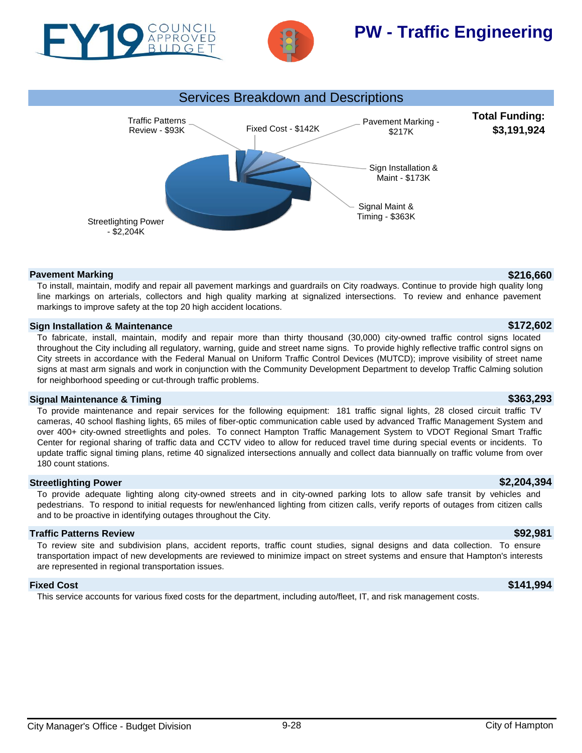FY19 COUNCIL APPROVED BUDGET

# PW - Traffic Engineering

## Services Breakdown and Descriptions

Traffic Patterns Review - $93K

Fixed Cost - $142K

Pavement Marking - $217K

Sign Installation & Maint - $173K

Signal Maint & Timing - $363K

Streetlighting Power - $2,204K

**Total Funding: $3,191,924**

### Pavement Marking — $216,660

To install, maintain, modify and repair all pavement markings and guardrails on City roadways. Continue to provide high quality long line markings on arterials, collectors and high quality marking at signalized intersections. To review and enhance pavement markings to improve safety at the top 20 high accident locations.

### Sign Installation & Maintenance — $172,602

To fabricate, install, maintain, modify and repair more than thirty thousand (30,000) city-owned traffic control signs located throughout the City including all regulatory, warning, guide and street name signs. To provide highly reflective traffic control signs on City streets in accordance with the Federal Manual on Uniform Traffic Control Devices (MUTCD); improve visibility of street name signs at mast arm signals and work in conjunction with the Community Development Department to develop Traffic Calming solution for neighborhood speeding or cut-through traffic problems.

### Signal Maintenance & Timing — $363,293

To provide maintenance and repair services for the following equipment: 181 traffic signal lights, 28 closed circuit traffic TV cameras, 40 school flashing lights, 65 miles of fiber-optic communication cable used by advanced Traffic Management System and over 400+ city-owned streetlights and poles. To connect Hampton Traffic Management System to VDOT Regional Smart Traffic Center for regional sharing of traffic data and CCTV video to allow for reduced travel time during special events or incidents. To update traffic signal timing plans, retime 40 signalized intersections annually and collect data biannually on traffic volume from over 180 count stations.

### Streetlighting Power — $2,204,394

To provide adequate lighting along city-owned streets and in city-owned parking lots to allow safe transit by vehicles and pedestrians. To respond to initial requests for new/enhanced lighting from citizen calls, verify reports of outages from citizen calls and to be proactive in identifying outages throughout the City.

### Traffic Patterns Review — $92,981

To review site and subdivision plans, accident reports, traffic count studies, signal designs and data collection. To ensure transportation impact of new developments are reviewed to minimize impact on street systems and ensure that Hampton's interests are represented in regional transportation issues.

### Fixed Cost — $141,994

This service accounts for various fixed costs for the department, including auto/fleet, IT, and risk management costs.